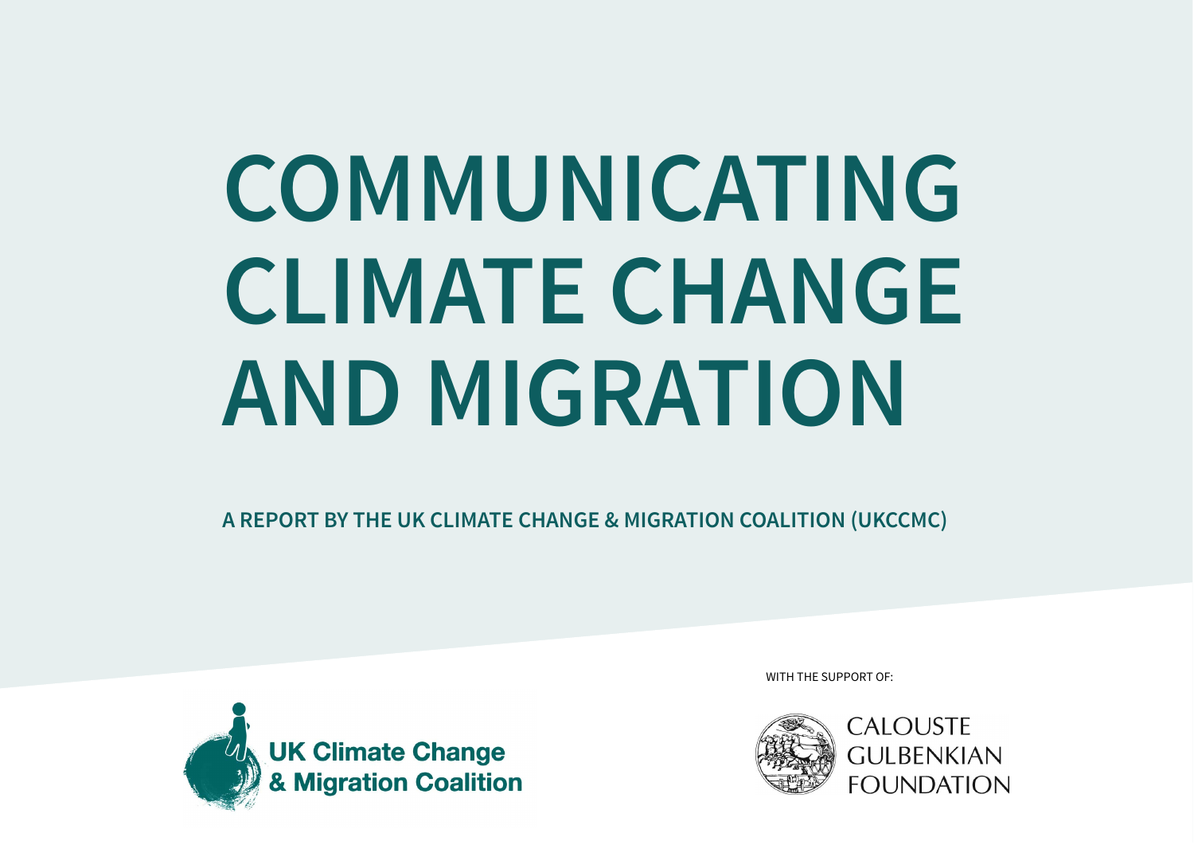# COMMUNICATING CLIMATE CHANGE AND MIGRATION

**A REPORT BY THE UK CLIMATE CHANGE & MIGRATION COALITION (UKCCMC)**

UK Climate Change & Migration Coalition

WITH THE SUPPORT OF:

CALOUSTE GULBENKIAN FOUNDATION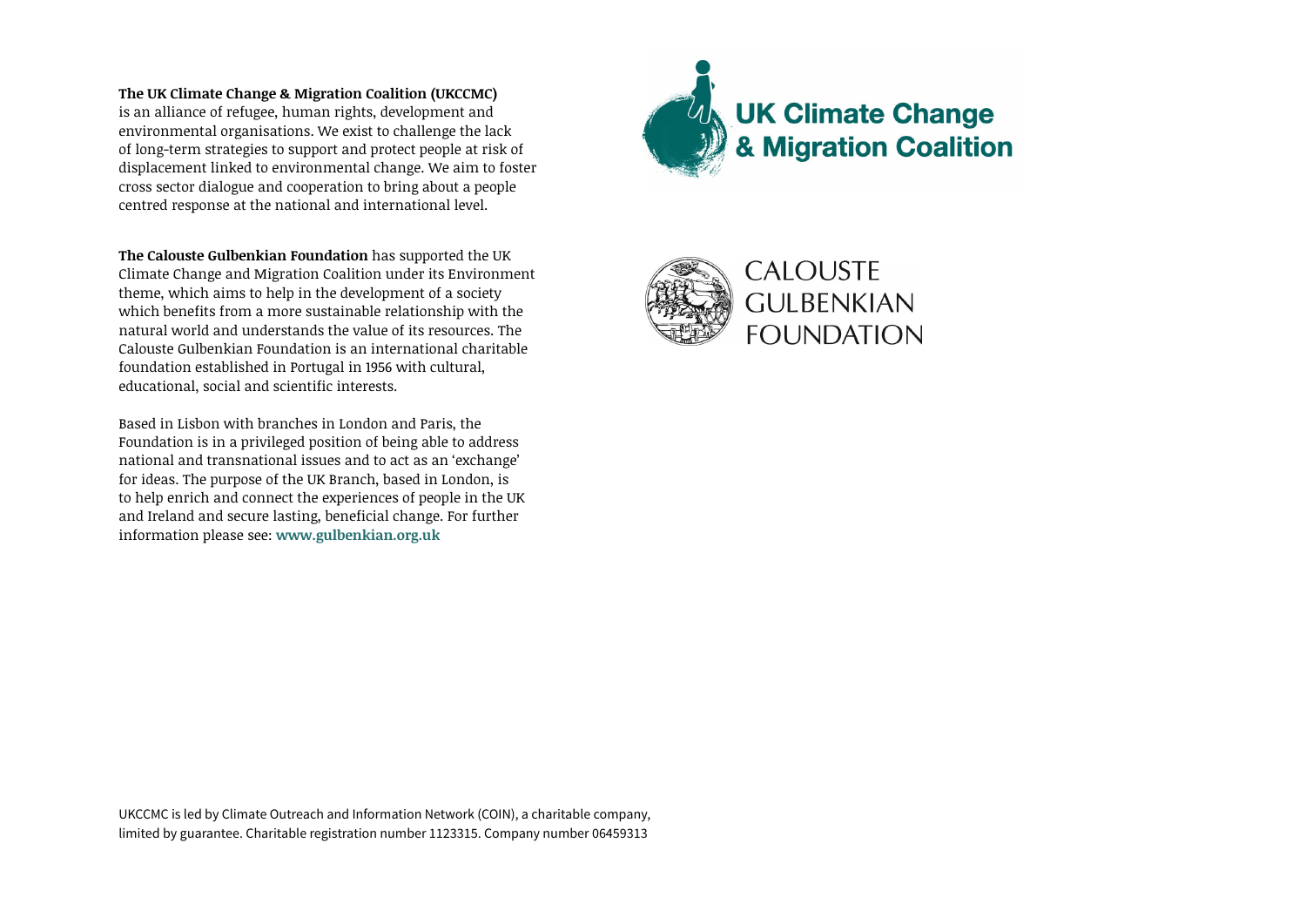**The UK Climate Change & Migration Coalition (UKCCMC)** is an alliance of refugee, human rights, development and environmental organisations. We exist to challenge the lack of long-term strategies to support and protect people at risk of displacement linked to environmental change. We aim to foster cross sector dialogue and cooperation to bring about a people centred response at the national and international level.

**The Calouste Gulbenkian Foundation** has supported the UK Climate Change and Migration Coalition under its Environment theme, which aims to help in the development of a society which benefits from a more sustainable relationship with the natural world and understands the value of its resources. The Calouste Gulbenkian Foundation is an international charitable foundation established in Portugal in 1956 with cultural, educational, social and scientific interests.

Based in Lisbon with branches in London and Paris, the Foundation is in a privileged position of being able to address national and transnational issues and to act as an 'exchange' for ideas. The purpose of the UK Branch, based in London, is to help enrich and connect the experiences of people in the UK and Ireland and secure lasting, beneficial change. For further information please see: **www.gulbenkian.org.uk**

UK Climate Change & Migration Coalition

CALOUSTE GULBENKIAN FOUNDATION

UKCCMC is led by Climate Outreach and Information Network (COIN), a charitable company, limited by guarantee. Charitable registration number 1123315. Company number 06459313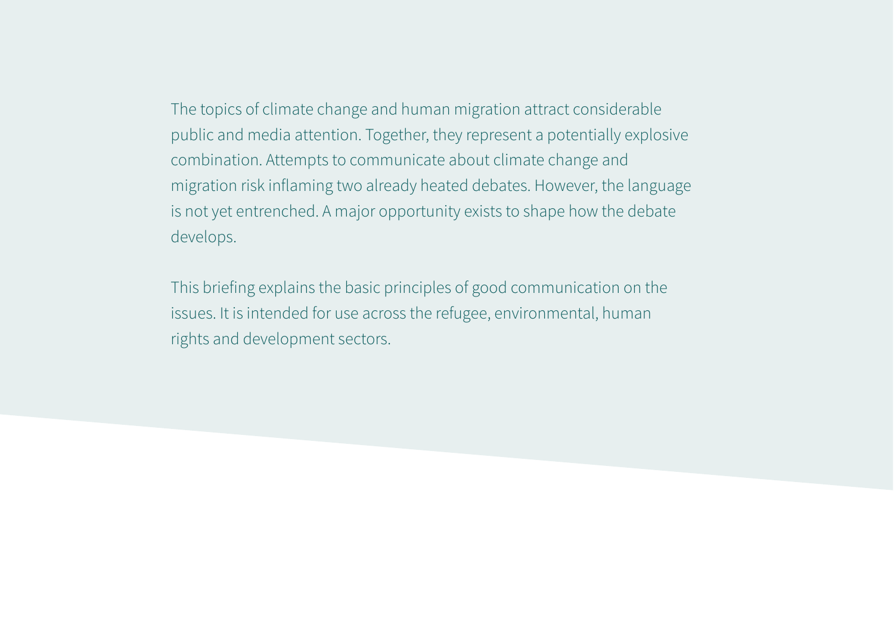The topics of climate change and human migration attract considerable public and media attention. Together, they represent a potentially explosive combination. Attempts to communicate about climate change and migration risk inflaming two already heated debates. However, the language is not yet entrenched. A major opportunity exists to shape how the debate develops.

This briefing explains the basic principles of good communication on the issues. It is intended for use across the refugee, environmental, human rights and development sectors.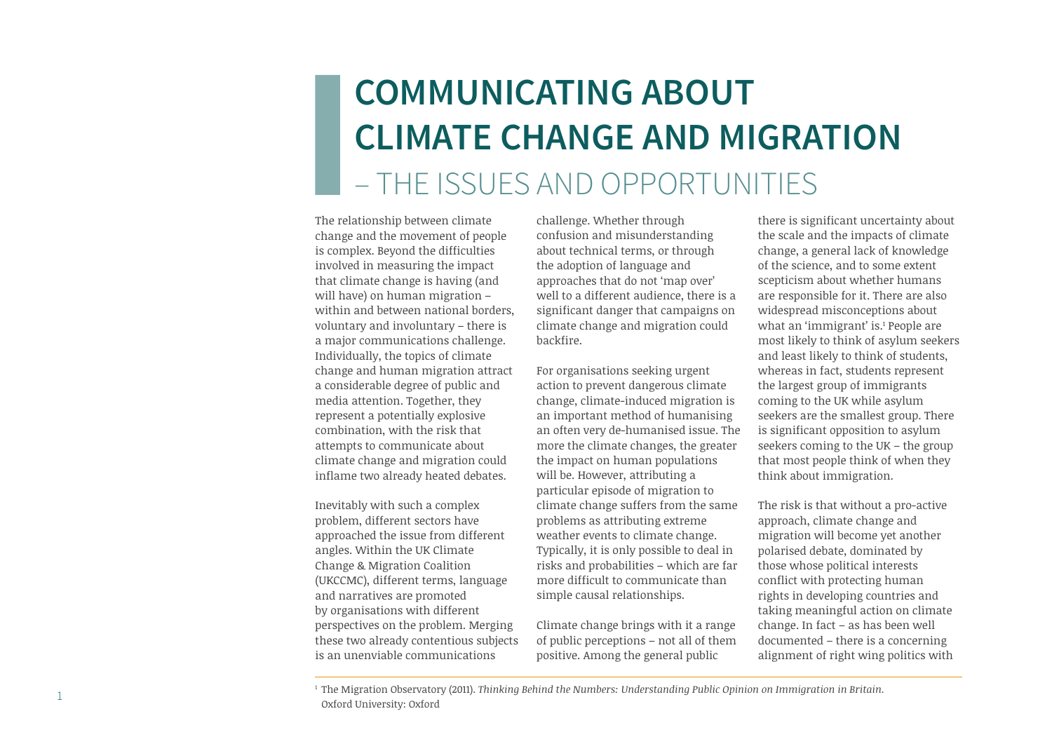# COMMUNICATING ABOUT CLIMATE CHANGE AND MIGRATION – THE ISSUES AND OPPORTUNITIES

The relationship between climate change and the movement of people is complex. Beyond the difficulties involved in measuring the impact that climate change is having (and will have) on human migration – within and between national borders, voluntary and involuntary – there is a major communications challenge. Individually, the topics of climate change and human migration attract a considerable degree of public and media attention. Together, they represent a potentially explosive combination, with the risk that attempts to communicate about climate change and migration could inflame two already heated debates.

Inevitably with such a complex problem, different sectors have approached the issue from different angles. Within the UK Climate Change & Migration Coalition (UKCCMC), different terms, language and narratives are promoted by organisations with different perspectives on the problem. Merging these two already contentious subjects is an unenviable communications challenge. Whether through confusion and misunderstanding about technical terms, or through the adoption of language and approaches that do not 'map over' well to a different audience, there is a significant danger that campaigns on climate change and migration could backfire.

For organisations seeking urgent action to prevent dangerous climate change, climate-induced migration is an important method of humanising an often very de-humanised issue. The more the climate changes, the greater the impact on human populations will be. However, attributing a particular episode of migration to climate change suffers from the same problems as attributing extreme weather events to climate change. Typically, it is only possible to deal in risks and probabilities – which are far more difficult to communicate than simple causal relationships.

Climate change brings with it a range of public perceptions – not all of them positive. Among the general public there is significant uncertainty about the scale and the impacts of climate change, a general lack of knowledge of the science, and to some extent scepticism about whether humans are responsible for it. There are also widespread misconceptions about what an 'immigrant' is.[1] People are most likely to think of asylum seekers and least likely to think of students, whereas in fact, students represent the largest group of immigrants coming to the UK while asylum seekers are the smallest group. There is significant opposition to asylum seekers coming to the UK – the group that most people think of when they think about immigration.

The risk is that without a pro-active approach, climate change and migration will become yet another polarised debate, dominated by those whose political interests conflict with protecting human rights in developing countries and taking meaningful action on climate change. In fact – as has been well documented – there is a concerning alignment of right wing politics with

[1] The Migration Observatory (2011). *Thinking Behind the Numbers: Understanding Public Opinion on Immigration in Britain.* Oxford University: Oxford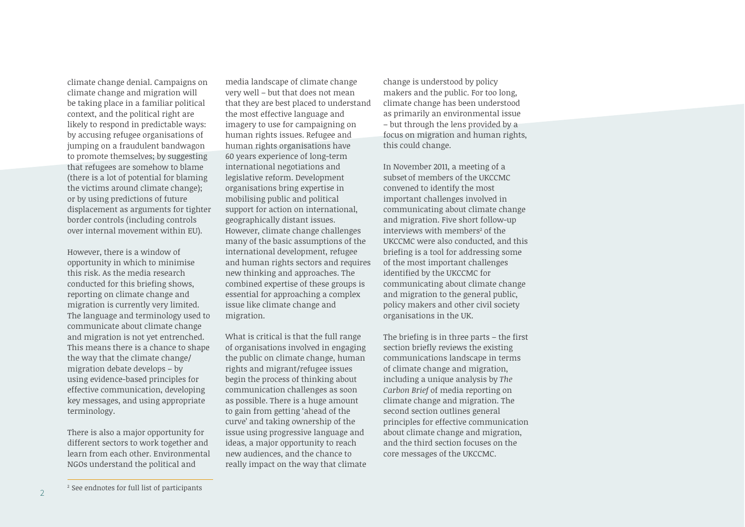climate change denial. Campaigns on climate change and migration will be taking place in a familiar political context, and the political right are likely to respond in predictable ways: by accusing refugee organisations of jumping on a fraudulent bandwagon to promote themselves; by suggesting that refugees are somehow to blame (there is a lot of potential for blaming the victims around climate change); or by using predictions of future displacement as arguments for tighter border controls (including controls over internal movement within EU).

However, there is a window of opportunity in which to minimise this risk. As the media research conducted for this briefing shows, reporting on climate change and migration is currently very limited. The language and terminology used to communicate about climate change and migration is not yet entrenched. This means there is a chance to shape the way that the climate change/ migration debate develops – by using evidence-based principles for effective communication, developing key messages, and using appropriate terminology.

There is also a major opportunity for different sectors to work together and learn from each other. Environmental NGOs understand the political and media landscape of climate change very well – but that does not mean that they are best placed to understand the most effective language and imagery to use for campaigning on human rights issues. Refugee and human rights organisations have 60 years experience of long-term international negotiations and legislative reform. Development organisations bring expertise in mobilising public and political support for action on international, geographically distant issues. However, climate change challenges many of the basic assumptions of the international development, refugee and human rights sectors and requires new thinking and approaches. The combined expertise of these groups is essential for approaching a complex issue like climate change and migration.

What is critical is that the full range of organisations involved in engaging the public on climate change, human rights and migrant/refugee issues begin the process of thinking about communication challenges as soon as possible. There is a huge amount to gain from getting 'ahead of the curve' and taking ownership of the issue using progressive language and ideas, a major opportunity to reach new audiences, and the chance to really impact on the way that climate change is understood by policy makers and the public. For too long, climate change has been understood as primarily an environmental issue – but through the lens provided by a focus on migration and human rights, this could change.

In November 2011, a meeting of a subset of members of the UKCCMC convened to identify the most important challenges involved in communicating about climate change and migration. Five short follow-up interviews with members[2] of the UKCCMC were also conducted, and this briefing is a tool for addressing some of the most important challenges identified by the UKCCMC for communicating about climate change and migration to the general public, policy makers and other civil society organisations in the UK.

The briefing is in three parts – the first section briefly reviews the existing communications landscape in terms of climate change and migration, including a unique analysis by *The Carbon Brief* of media reporting on climate change and migration. The second section outlines general principles for effective communication about climate change and migration, and the third section focuses on the core messages of the UKCCMC.

[2] See endnotes for full list of participants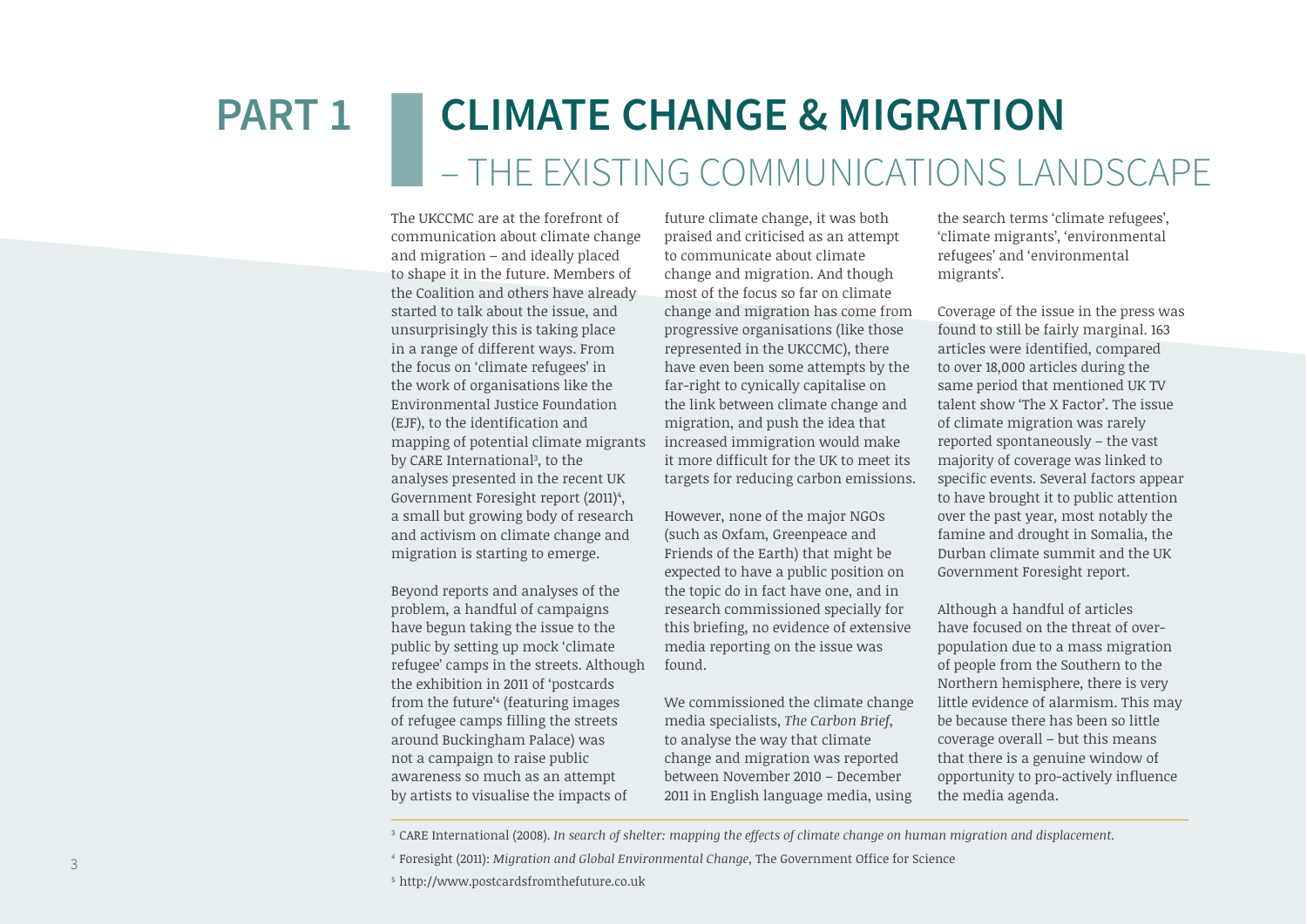# PART 1 CLIMATE CHANGE & MIGRATION – THE EXISTING COMMUNICATIONS LANDSCAPE

The UKCCMC are at the forefront of communication about climate change and migration – and ideally placed to shape it in the future. Members of the Coalition and others have already started to talk about the issue, and unsurprisingly this is taking place in a range of different ways. From the focus on 'climate refugees' in the work of organisations like the Environmental Justice Foundation (EJF), to the identification and mapping of potential climate migrants by CARE International[3], to the analyses presented in the recent UK Government Foresight report (2011)[4], a small but growing body of research and activism on climate change and migration is starting to emerge.

Beyond reports and analyses of the problem, a handful of campaigns have begun taking the issue to the public by setting up mock 'climate refugee' camps in the streets. Although the exhibition in 2011 of 'postcards from the future'[5] (featuring images of refugee camps filling the streets around Buckingham Palace) was not a campaign to raise public awareness so much as an attempt by artists to visualise the impacts of future climate change, it was both praised and criticised as an attempt to communicate about climate change and migration. And though most of the focus so far on climate change and migration has come from progressive organisations (like those represented in the UKCCMC), there have even been some attempts by the far-right to cynically capitalise on the link between climate change and migration, and push the idea that increased immigration would make it more difficult for the UK to meet its targets for reducing carbon emissions.

However, none of the major NGOs (such as Oxfam, Greenpeace and Friends of the Earth) that might be expected to have a public position on the topic do in fact have one, and in research commissioned specially for this briefing, no evidence of extensive media reporting on the issue was found.

We commissioned the climate change media specialists, *The Carbon Brief*, to analyse the way that climate change and migration was reported between November 2010 – December 2011 in English language media, using the search terms 'climate refugees', 'climate migrants', 'environmental refugees' and 'environmental migrants'.

Coverage of the issue in the press was found to still be fairly marginal. 163 articles were identified, compared to over 18,000 articles during the same period that mentioned UK TV talent show 'The X Factor'. The issue of climate migration was rarely reported spontaneously – the vast majority of coverage was linked to specific events. Several factors appear to have brought it to public attention over the past year, most notably the famine and drought in Somalia, the Durban climate summit and the UK Government Foresight report.

Although a handful of articles have focused on the threat of over-population due to a mass migration of people from the Southern to the Northern hemisphere, there is very little evidence of alarmism. This may be because there has been so little coverage overall – but this means that there is a genuine window of opportunity to pro-actively influence the media agenda.

---

[3] CARE International (2008). *In search of shelter: mapping the effects of climate change on human migration and displacement.*

[4] Foresight (2011): *Migration and Global Environmental Change*, The Government Office for Science

[5] http://www.postcardsfromthefuture.co.uk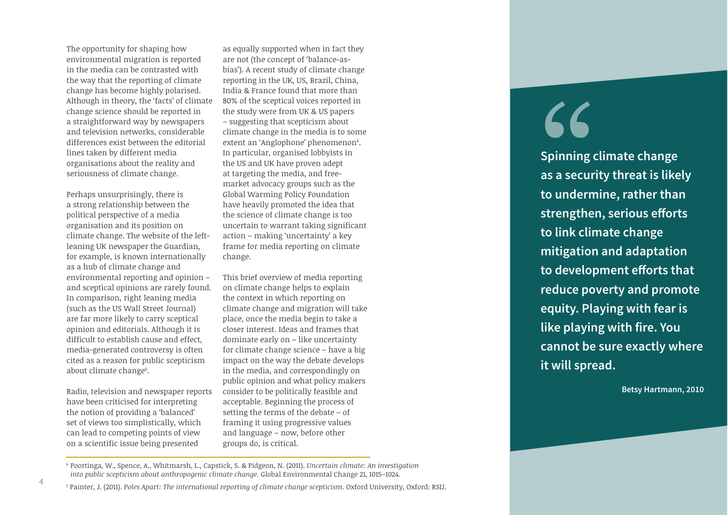The opportunity for shaping how environmental migration is reported in the media can be contrasted with the way that the reporting of climate change has become highly polarised. Although in theory, the 'facts' of climate change science should be reported in a straightforward way by newspapers and television networks, considerable differences exist between the editorial lines taken by different media organisations about the reality and seriousness of climate change.

Perhaps unsurprisingly, there is a strong relationship between the political perspective of a media organisation and its position on climate change. The website of the left-leaning UK newspaper the Guardian, for example, is known internationally as a hub of climate change and environmental reporting and opinion – and sceptical opinions are rarely found. In comparison, right leaning media (such as the US Wall Street Journal) are far more likely to carry sceptical opinion and editorials. Although it is difficult to establish cause and effect, media-generated controversy is often cited as a reason for public scepticism about climate change[5].

Radio, television and newspaper reports have been criticised for interpreting the notion of providing a 'balanced' set of views too simplistically, which can lead to competing points of view on a scientific issue being presented as equally supported when in fact they are not (the concept of 'balance-as-bias'). A recent study of climate change reporting in the UK, US, Brazil, China, India & France found that more than 80% of the sceptical voices reported in the study were from UK & US papers – suggesting that scepticism about climate change in the media is to some extent an 'Anglophone' phenomenon[6]. In particular, organised lobbyists in the US and UK have proven adept at targeting the media, and free-market advocacy groups such as the Global Warming Policy Foundation have heavily promoted the idea that the science of climate change is too uncertain to warrant taking significant action – making 'uncertainty' a key frame for media reporting on climate change.

This brief overview of media reporting on climate change helps to explain the context in which reporting on climate change and migration will take place, once the media begin to take a closer interest. Ideas and frames that dominate early on – like uncertainty for climate change science – have a big impact on the way the debate develops in the media, and correspondingly on public opinion and what policy makers consider to be politically feasible and acceptable. Beginning the process of setting the terms of the debate – of framing it using progressive values and language – now, before other groups do, is critical.

> **Spinning climate change as a security threat is likely to undermine, rather than strengthen, serious efforts to link climate change mitigation and adaptation to development efforts that reduce poverty and promote equity. Playing with fear is like playing with fire. You cannot be sure exactly where it will spread.**
>
> **Betsy Hartmann, 2010**

---

[6] Poortinga, W., Spence, A., Whitmarsh, L., Capstick, S. & Pidgeon, N. (2011). *Uncertain climate: An investigation into public scepticism about anthropogenic climate change.* Global Environmental Change 21, 1015–1024.

[7] Painter, J. (2011). *Poles Apart: The international reporting of climate change scepticism.* Oxford University, Oxford: RSIJ.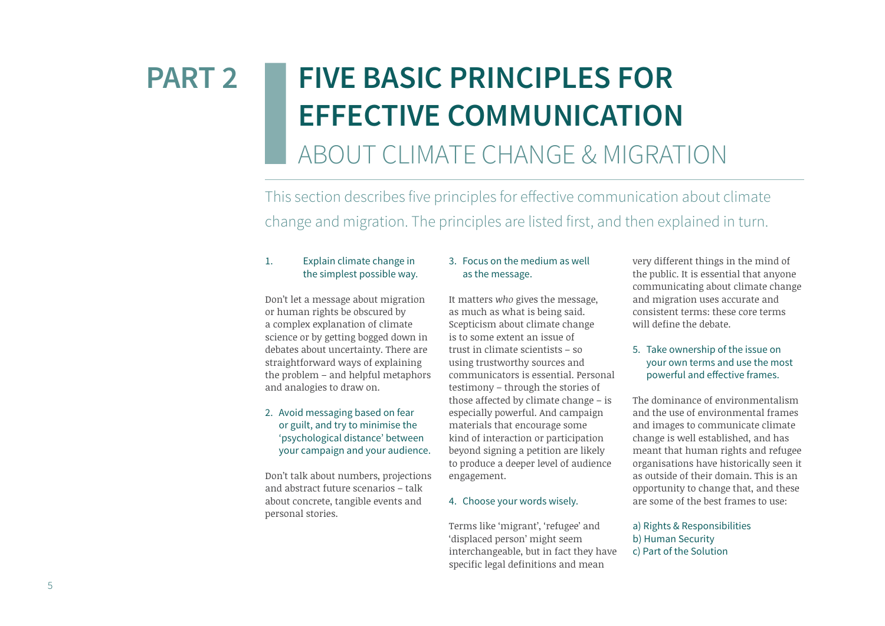# PART 2 FIVE BASIC PRINCIPLES FOR EFFECTIVE COMMUNICATION ABOUT CLIMATE CHANGE & MIGRATION

This section describes five principles for effective communication about climate change and migration. The principles are listed first, and then explained in turn.

1. Explain climate change in the simplest possible way.

Don't let a message about migration or human rights be obscured by a complex explanation of climate science or by getting bogged down in debates about uncertainty. There are straightforward ways of explaining the problem – and helpful metaphors and analogies to draw on.

2. Avoid messaging based on fear or guilt, and try to minimise the 'psychological distance' between your campaign and your audience.

Don't talk about numbers, projections and abstract future scenarios – talk about concrete, tangible events and personal stories.

3. Focus on the medium as well as the message.

It matters *who* gives the message, as much as what is being said. Scepticism about climate change is to some extent an issue of trust in climate scientists – so using trustworthy sources and communicators is essential. Personal testimony – through the stories of those affected by climate change – is especially powerful. And campaign materials that encourage some kind of interaction or participation beyond signing a petition are likely to produce a deeper level of audience engagement.

4. Choose your words wisely.

Terms like 'migrant', 'refugee' and 'displaced person' might seem interchangeable, but in fact they have specific legal definitions and mean very different things in the mind of the public. It is essential that anyone communicating about climate change and migration uses accurate and consistent terms: these core terms will define the debate.

5. Take ownership of the issue on your own terms and use the most powerful and effective frames.

The dominance of environmentalism and the use of environmental frames and images to communicate climate change is well established, and has meant that human rights and refugee organisations have historically seen it as outside of their domain. This is an opportunity to change that, and these are some of the best frames to use:

a) Rights & Responsibilities
b) Human Security
c) Part of the Solution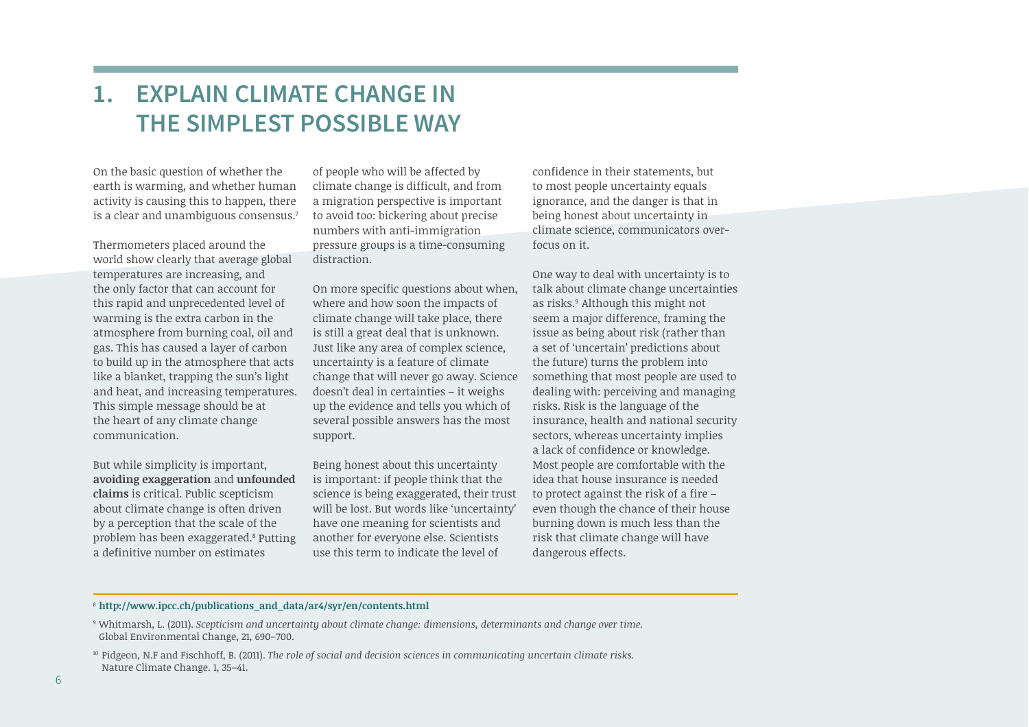# 1. EXPLAIN CLIMATE CHANGE IN THE SIMPLEST POSSIBLE WAY

On the basic question of whether the earth is warming, and whether human activity is causing this to happen, there is a clear and unambiguous consensus.[7]

Thermometers placed around the world show clearly that average global temperatures are increasing, and the only factor that can account for this rapid and unprecedented level of warming is the extra carbon in the atmosphere from burning coal, oil and gas. This has caused a layer of carbon to build up in the atmosphere that acts like a blanket, trapping the sun's light and heat, and increasing temperatures. This simple message should be at the heart of any climate change communication.

But while simplicity is important, **avoiding exaggeration** and **unfounded claims** is critical. Public scepticism about climate change is often driven by a perception that the scale of the problem has been exaggerated.[8] Putting a definitive number on estimates of people who will be affected by climate change is difficult, and from a migration perspective is important to avoid too: bickering about precise numbers with anti-immigration pressure groups is a time-consuming distraction.

On more specific questions about when, where and how soon the impacts of climate change will take place, there is still a great deal that is unknown. Just like any area of complex science, uncertainty is a feature of climate change that will never go away. Science doesn't deal in certainties – it weighs up the evidence and tells you which of several possible answers has the most support.

Being honest about this uncertainty is important: if people think that the science is being exaggerated, their trust will be lost. But words like 'uncertainty' have one meaning for scientists and another for everyone else. Scientists use this term to indicate the level of confidence in their statements, but to most people uncertainty equals ignorance, and the danger is that in being honest about uncertainty in climate science, communicators over-focus on it.

One way to deal with uncertainty is to talk about climate change uncertainties as risks.[9] Although this might not seem a major difference, framing the issue as being about risk (rather than a set of 'uncertain' predictions about the future) turns the problem into something that most people are used to dealing with: perceiving and managing risks. Risk is the language of the insurance, health and national security sectors, whereas uncertainty implies a lack of confidence or knowledge. Most people are comfortable with the idea that house insurance is needed to protect against the risk of a fire – even though the chance of their house burning down is much less than the risk that climate change will have dangerous effects.

---

[8] **http://www.ipcc.ch/publications_and_data/ar4/syr/en/contents.html**

[9] Whitmarsh, L. (2011). *Scepticism and uncertainty about climate change: dimensions, determinants and change over time.* Global Environmental Change, 21, 690–700.

[10] Pidgeon, N.F and Fischhoff, B. (2011). *The role of social and decision sciences in communicating uncertain climate risks.* Nature Climate Change. 1, 35–41.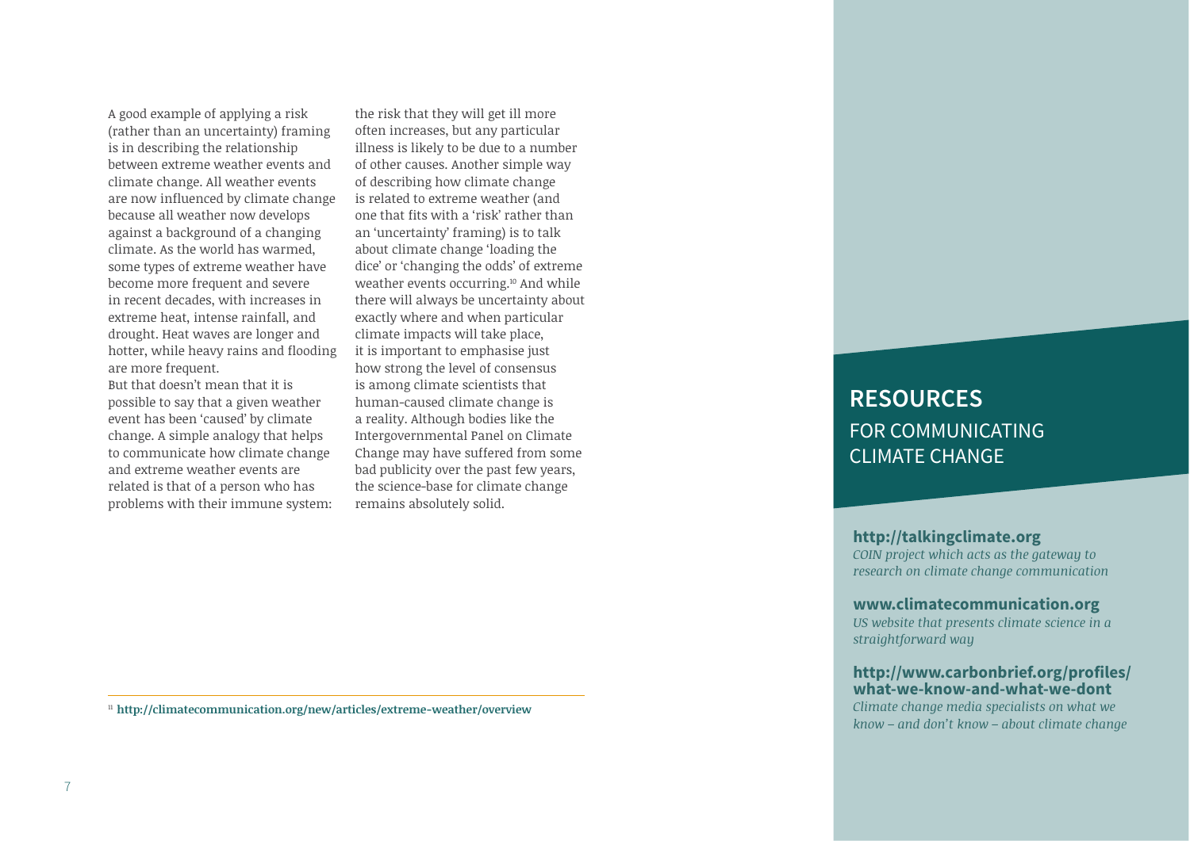A good example of applying a risk (rather than an uncertainty) framing is in describing the relationship between extreme weather events and climate change. All weather events are now influenced by climate change because all weather now develops against a background of a changing climate. As the world has warmed, some types of extreme weather have become more frequent and severe in recent decades, with increases in extreme heat, intense rainfall, and drought. Heat waves are longer and hotter, while heavy rains and flooding are more frequent.

But that doesn't mean that it is possible to say that a given weather event has been 'caused' by climate change. A simple analogy that helps to communicate how climate change and extreme weather events are related is that of a person who has problems with their immune system: the risk that they will get ill more often increases, but any particular illness is likely to be due to a number of other causes. Another simple way of describing how climate change is related to extreme weather (and one that fits with a 'risk' rather than an 'uncertainty' framing) is to talk about climate change 'loading the dice' or 'changing the odds' of extreme weather events occurring.[10] And while there will always be uncertainty about exactly where and when particular climate impacts will take place, it is important to emphasise just how strong the level of consensus is among climate scientists that human-caused climate change is a reality. Although bodies like the Intergovernmental Panel on Climate Change may have suffered from some bad publicity over the past few years, the science-base for climate change remains absolutely solid.

[11] **http://climatecommunication.org/new/articles/extreme-weather/overview**

## RESOURCES FOR COMMUNICATING CLIMATE CHANGE

**http://talkingclimate.org**
*COIN project which acts as the gateway to research on climate change communication*

**www.climatecommunication.org**
*US website that presents climate science in a straightforward way*

**http://www.carbonbrief.org/profiles/what-we-know-and-what-we-dont**
*Climate change media specialists on what we know – and don't know – about climate change*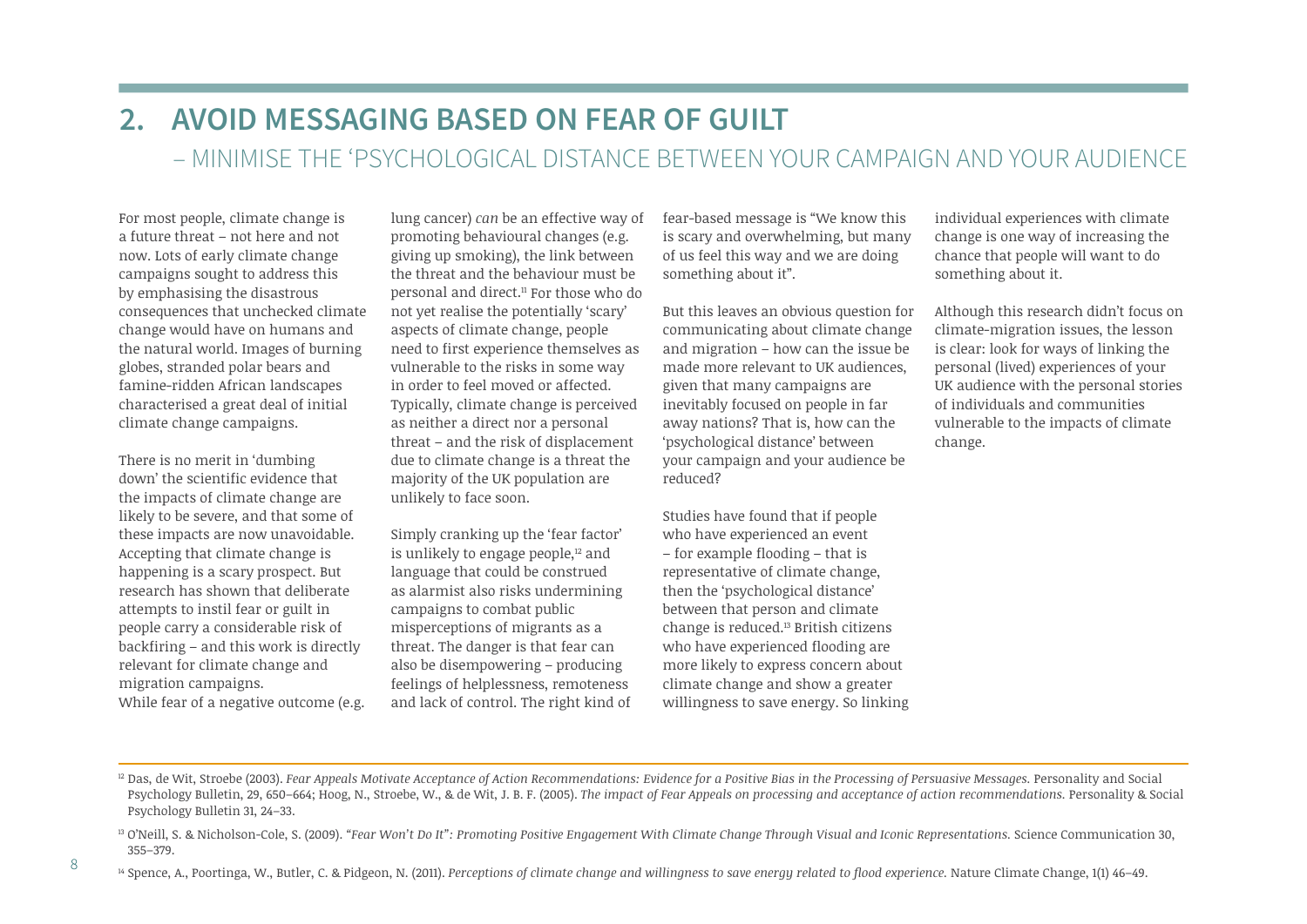## 2. AVOID MESSAGING BASED ON FEAR OF GUILT

### – MINIMISE THE 'PSYCHOLOGICAL DISTANCE BETWEEN YOUR CAMPAIGN AND YOUR AUDIENCE

For most people, climate change is a future threat – not here and not now. Lots of early climate change campaigns sought to address this by emphasising the disastrous consequences that unchecked climate change would have on humans and the natural world. Images of burning globes, stranded polar bears and famine-ridden African landscapes characterised a great deal of initial climate change campaigns.

There is no merit in 'dumbing down' the scientific evidence that the impacts of climate change are likely to be severe, and that some of these impacts are now unavoidable. Accepting that climate change is happening is a scary prospect. But research has shown that deliberate attempts to instil fear or guilt in people carry a considerable risk of backfiring – and this work is directly relevant for climate change and migration campaigns.
While fear of a negative outcome (e.g. lung cancer) *can* be an effective way of promoting behavioural changes (e.g. giving up smoking), the link between the threat and the behaviour must be personal and direct.[11] For those who do not yet realise the potentially 'scary' aspects of climate change, people need to first experience themselves as vulnerable to the risks in some way in order to feel moved or affected. Typically, climate change is perceived as neither a direct nor a personal threat – and the risk of displacement due to climate change is a threat the majority of the UK population are unlikely to face soon.

Simply cranking up the 'fear factor' is unlikely to engage people,[12] and language that could be construed as alarmist also risks undermining campaigns to combat public misperceptions of migrants as a threat. The danger is that fear can also be disempowering – producing feelings of helplessness, remoteness and lack of control. The right kind of fear-based message is "We know this is scary and overwhelming, but many of us feel this way and we are doing something about it".

But this leaves an obvious question for communicating about climate change and migration – how can the issue be made more relevant to UK audiences, given that many campaigns are inevitably focused on people in far away nations? That is, how can the 'psychological distance' between your campaign and your audience be reduced?

Studies have found that if people who have experienced an event – for example flooding – that is representative of climate change, then the 'psychological distance' between that person and climate change is reduced.[13] British citizens who have experienced flooding are more likely to express concern about climate change and show a greater willingness to save energy. So linking individual experiences with climate change is one way of increasing the chance that people will want to do something about it.

Although this research didn't focus on climate-migration issues, the lesson is clear: look for ways of linking the personal (lived) experiences of your UK audience with the personal stories of individuals and communities vulnerable to the impacts of climate change.

---

[12] Das, de Wit, Stroebe (2003). *Fear Appeals Motivate Acceptance of Action Recommendations: Evidence for a Positive Bias in the Processing of Persuasive Messages.* Personality and Social Psychology Bulletin, 29, 650–664; Hoog, N., Stroebe, W., & de Wit, J. B. F. (2005). *The impact of Fear Appeals on processing and acceptance of action recommendations.* Personality & Social Psychology Bulletin 31, 24–33.

[13] O'Neill, S. & Nicholson-Cole, S. (2009). *"Fear Won't Do It": Promoting Positive Engagement With Climate Change Through Visual and Iconic Representations.* Science Communication 30, 355–379.

[14] Spence, A., Poortinga, W., Butler, C. & Pidgeon, N. (2011). *Perceptions of climate change and willingness to save energy related to flood experience.* Nature Climate Change, 1(1) 46–49.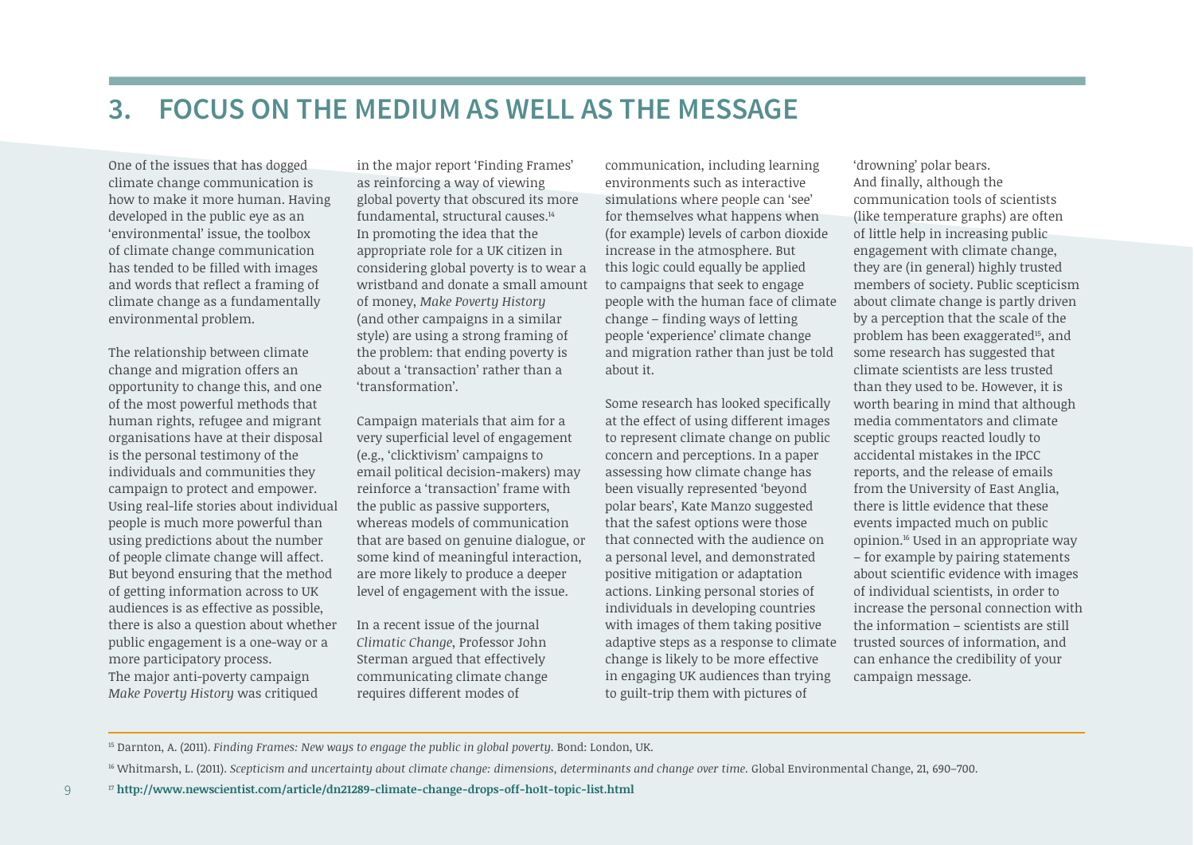## 3. FOCUS ON THE MEDIUM AS WELL AS THE MESSAGE

One of the issues that has dogged climate change communication is how to make it more human. Having developed in the public eye as an 'environmental' issue, the toolbox of climate change communication has tended to be filled with images and words that reflect a framing of climate change as a fundamentally environmental problem.

The relationship between climate change and migration offers an opportunity to change this, and one of the most powerful methods that human rights, refugee and migrant organisations have at their disposal is the personal testimony of the individuals and communities they campaign to protect and empower. Using real-life stories about individual people is much more powerful than using predictions about the number of people climate change will affect. But beyond ensuring that the method of getting information across to UK audiences is as effective as possible, there is also a question about whether public engagement is a one-way or a more participatory process.
The major anti-poverty campaign *Make Poverty History* was critiqued in the major report 'Finding Frames' as reinforcing a way of viewing global poverty that obscured its more fundamental, structural causes.[14]
In promoting the idea that the appropriate role for a UK citizen in considering global poverty is to wear a wristband and donate a small amount of money, *Make Poverty History* (and other campaigns in a similar style) are using a strong framing of the problem: that ending poverty is about a 'transaction' rather than a 'transformation'.

Campaign materials that aim for a very superficial level of engagement (e.g., 'clicktivism' campaigns to email political decision-makers) may reinforce a 'transaction' frame with the public as passive supporters, whereas models of communication that are based on genuine dialogue, or some kind of meaningful interaction, are more likely to produce a deeper level of engagement with the issue.

In a recent issue of the journal *Climatic Change*, Professor John Sterman argued that effectively communicating climate change requires different modes of communication, including learning environments such as interactive simulations where people can 'see' for themselves what happens when (for example) levels of carbon dioxide increase in the atmosphere. But this logic could equally be applied to campaigns that seek to engage people with the human face of climate change – finding ways of letting people 'experience' climate change and migration rather than just be told about it.

Some research has looked specifically at the effect of using different images to represent climate change on public concern and perceptions. In a paper assessing how climate change has been visually represented 'beyond polar bears', Kate Manzo suggested that the safest options were those that connected with the audience on a personal level, and demonstrated positive mitigation or adaptation actions. Linking personal stories of individuals in developing countries with images of them taking positive adaptive steps as a response to climate change is likely to be more effective in engaging UK audiences than trying to guilt-trip them with pictures of 'drowning' polar bears.
And finally, although the communication tools of scientists (like temperature graphs) are often of little help in increasing public engagement with climate change, they are (in general) highly trusted members of society. Public scepticism about climate change is partly driven by a perception that the scale of the problem has been exaggerated[15], and some research has suggested that climate scientists are less trusted than they used to be. However, it is worth bearing in mind that although media commentators and climate sceptic groups reacted loudly to accidental mistakes in the IPCC reports, and the release of emails from the University of East Anglia, there is little evidence that these events impacted much on public opinion.[16] Used in an appropriate way – for example by pairing statements about scientific evidence with images of individual scientists, in order to increase the personal connection with the information – scientists are still trusted sources of information, and can enhance the credibility of your campaign message.

---

[15] Darnton, A. (2011). *Finding Frames: New ways to engage the public in global poverty.* Bond: London, UK.

[16] Whitmarsh, L. (2011). *Scepticism and uncertainty about climate change: dimensions, determinants and change over time.* Global Environmental Change, 21, 690–700.

[17] **http://www.newscientist.com/article/dn21289-climate-change-drops-off-ho1t-topic-list.html**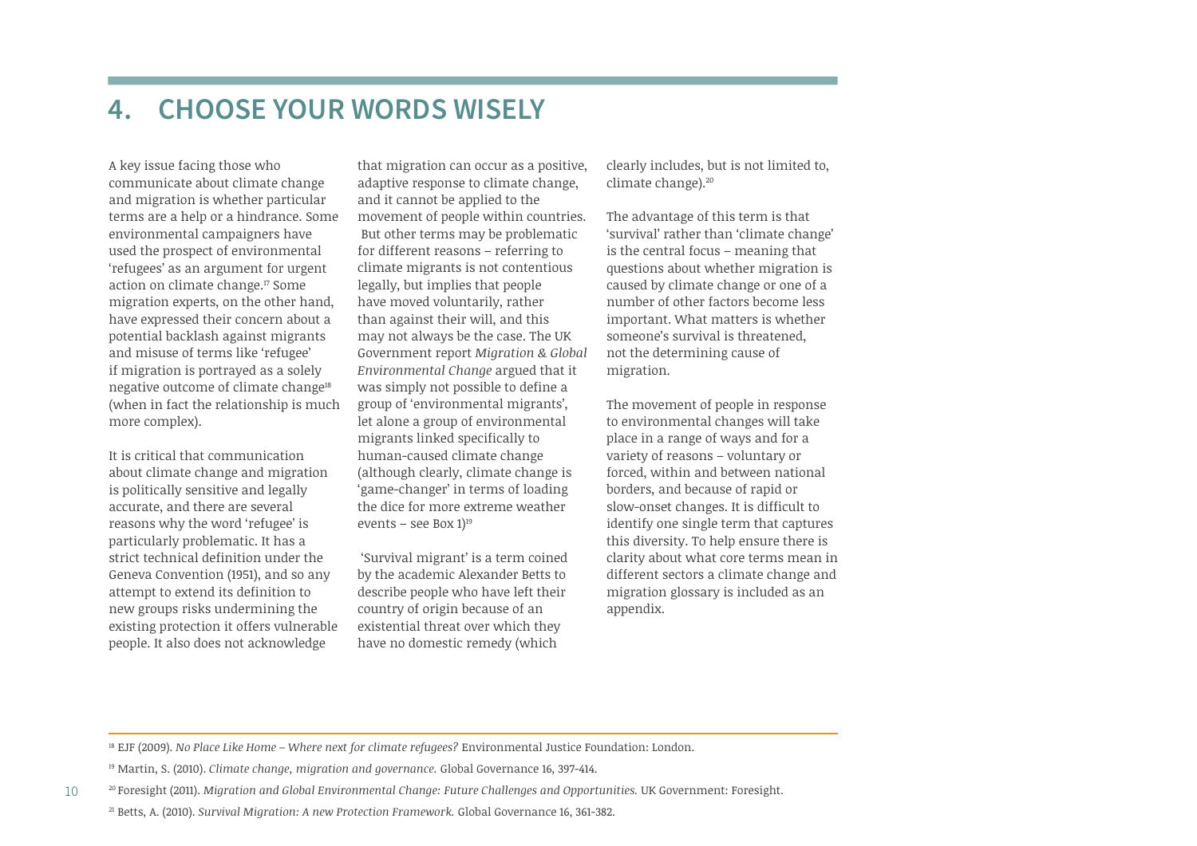## 4. CHOOSE YOUR WORDS WISELY

A key issue facing those who communicate about climate change and migration is whether particular terms are a help or a hindrance. Some environmental campaigners have used the prospect of environmental 'refugees' as an argument for urgent action on climate change.[17] Some migration experts, on the other hand, have expressed their concern about a potential backlash against migrants and misuse of terms like 'refugee' if migration is portrayed as a solely negative outcome of climate change[18] (when in fact the relationship is much more complex).

It is critical that communication about climate change and migration is politically sensitive and legally accurate, and there are several reasons why the word 'refugee' is particularly problematic. It has a strict technical definition under the Geneva Convention (1951), and so any attempt to extend its definition to new groups risks undermining the existing protection it offers vulnerable people. It also does not acknowledge that migration can occur as a positive, adaptive response to climate change, and it cannot be applied to the movement of people within countries. But other terms may be problematic for different reasons – referring to climate migrants is not contentious legally, but implies that people have moved voluntarily, rather than against their will, and this may not always be the case. The UK Government report *Migration & Global Environmental Change* argued that it was simply not possible to define a group of 'environmental migrants', let alone a group of environmental migrants linked specifically to human-caused climate change (although clearly, climate change is 'game-changer' in terms of loading the dice for more extreme weather events – see Box 1)[19]

'Survival migrant' is a term coined by the academic Alexander Betts to describe people who have left their country of origin because of an existential threat over which they have no domestic remedy (which clearly includes, but is not limited to, climate change).[20]

The advantage of this term is that 'survival' rather than 'climate change' is the central focus – meaning that questions about whether migration is caused by climate change or one of a number of other factors become less important. What matters is whether someone's survival is threatened, not the determining cause of migration.

The movement of people in response to environmental changes will take place in a range of ways and for a variety of reasons – voluntary or forced, within and between national borders, and because of rapid or slow-onset changes. It is difficult to identify one single term that captures this diversity. To help ensure there is clarity about what core terms mean in different sectors a climate change and migration glossary is included as an appendix.

---

[18] EJF (2009). *No Place Like Home – Where next for climate refugees?* Environmental Justice Foundation: London.

[19] Martin, S. (2010). *Climate change, migration and governance.* Global Governance 16, 397-414.

[20] Foresight (2011). *Migration and Global Environmental Change: Future Challenges and Opportunities.* UK Government: Foresight.

[21] Betts, A. (2010). *Survival Migration: A new Protection Framework.* Global Governance 16, 361-382.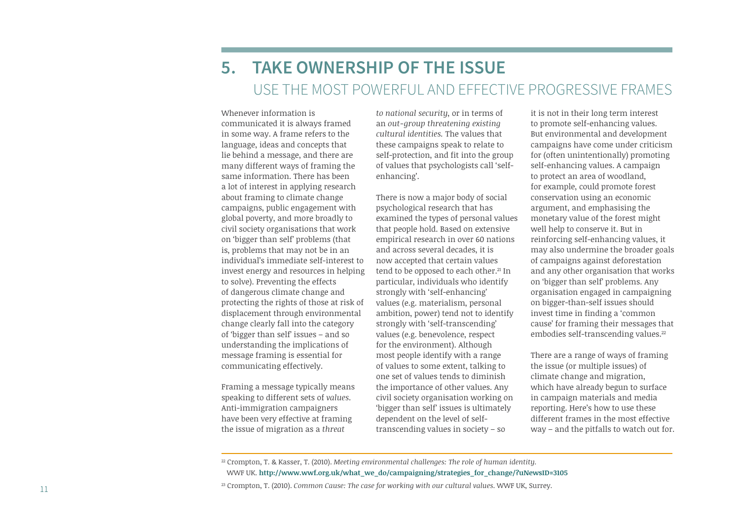# 5. TAKE OWNERSHIP OF THE ISSUE

## USE THE MOST POWERFUL AND EFFECTIVE PROGRESSIVE FRAMES

Whenever information is communicated it is always framed in some way. A frame refers to the language, ideas and concepts that lie behind a message, and there are many different ways of framing the same information. There has been a lot of interest in applying research about framing to climate change campaigns, public engagement with global poverty, and more broadly to civil society organisations that work on 'bigger than self' problems (that is, problems that may not be in an individual's immediate self-interest to invest energy and resources in helping to solve). Preventing the effects of dangerous climate change and protecting the rights of those at risk of displacement through environmental change clearly fall into the category of 'bigger than self' issues – and so understanding the implications of message framing is essential for communicating effectively.

Framing a message typically means speaking to different sets of *values*. Anti-immigration campaigners have been very effective at framing the issue of migration as a *threat to national security*, or in terms of an *out-group threatening existing cultural identities.* The values that these campaigns speak to relate to self-protection, and fit into the group of values that psychologists call 'self-enhancing'.

There is now a major body of social psychological research that has examined the types of personal values that people hold. Based on extensive empirical research in over 60 nations and across several decades, it is now accepted that certain values tend to be opposed to each other.[21] In particular, individuals who identify strongly with 'self-enhancing' values (e.g. materialism, personal ambition, power) tend not to identify strongly with 'self-transcending' values (e.g. benevolence, respect for the environment). Although most people identify with a range of values to some extent, talking to one set of values tends to diminish the importance of other values. Any civil society organisation working on 'bigger than self' issues is ultimately dependent on the level of self-transcending values in society – so it is not in their long term interest to promote self-enhancing values. But environmental and development campaigns have come under criticism for (often unintentionally) promoting self-enhancing values. A campaign to protect an area of woodland, for example, could promote forest conservation using an economic argument, and emphasising the monetary value of the forest might well help to conserve it. But in reinforcing self-enhancing values, it may also undermine the broader goals of campaigns against deforestation and any other organisation that works on 'bigger than self' problems. Any organisation engaged in campaigning on bigger-than-self issues should invest time in finding a 'common cause' for framing their messages that embodies self-transcending values.[22]

There are a range of ways of framing the issue (or multiple issues) of climate change and migration, which have already begun to surface in campaign materials and media reporting. Here's how to use these different frames in the most effective way – and the pitfalls to watch out for.

---

[22] Crompton, T. & Kasser, T. (2010). *Meeting environmental challenges: The role of human identity.* WWF UK. **http://www.wwf.org.uk/what_we_do/campaigning/strategies_for_change/?uNewsID=3105**

[23] Crompton, T. (2010). *Common Cause: The case for working with our cultural values.* WWF UK, Surrey.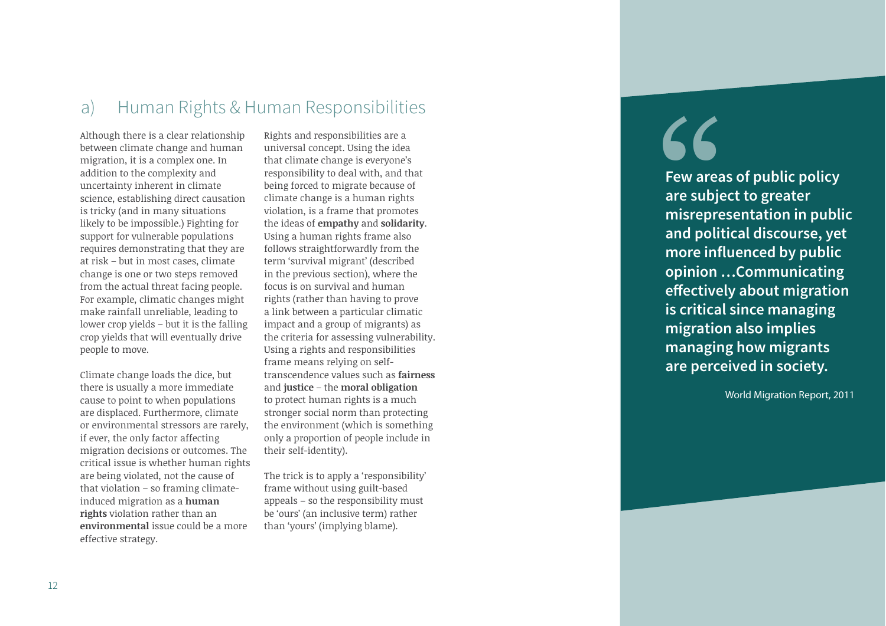## a) Human Rights & Human Responsibilities

Although there is a clear relationship between climate change and human migration, it is a complex one. In addition to the complexity and uncertainty inherent in climate science, establishing direct causation is tricky (and in many situations likely to be impossible.) Fighting for support for vulnerable populations requires demonstrating that they are at risk – but in most cases, climate change is one or two steps removed from the actual threat facing people. For example, climatic changes might make rainfall unreliable, leading to lower crop yields – but it is the falling crop yields that will eventually drive people to move.

Climate change loads the dice, but there is usually a more immediate cause to point to when populations are displaced. Furthermore, climate or environmental stressors are rarely, if ever, the only factor affecting migration decisions or outcomes. The critical issue is whether human rights are being violated, not the cause of that violation – so framing climate-induced migration as a **human rights** violation rather than an **environmental** issue could be a more effective strategy.

Rights and responsibilities are a universal concept. Using the idea that climate change is everyone's responsibility to deal with, and that being forced to migrate because of climate change is a human rights violation, is a frame that promotes the ideas of **empathy** and **solidarity**. Using a human rights frame also follows straightforwardly from the term 'survival migrant' (described in the previous section), where the focus is on survival and human rights (rather than having to prove a link between a particular climatic impact and a group of migrants) as the criteria for assessing vulnerability. Using a rights and responsibilities frame means relying on self-transcendence values such as **fairness** and **justice** – the **moral obligation** to protect human rights is a much stronger social norm than protecting the environment (which is something only a proportion of people include in their self-identity).

The trick is to apply a 'responsibility' frame without using guilt-based appeals – so the responsibility must be 'ours' (an inclusive term) rather than 'yours' (implying blame).

> **Few areas of public policy are subject to greater misrepresentation in public and political discourse, yet more influenced by public opinion …Communicating effectively about migration is critical since managing migration also implies managing how migrants are perceived in society.**
>
> World Migration Report, 2011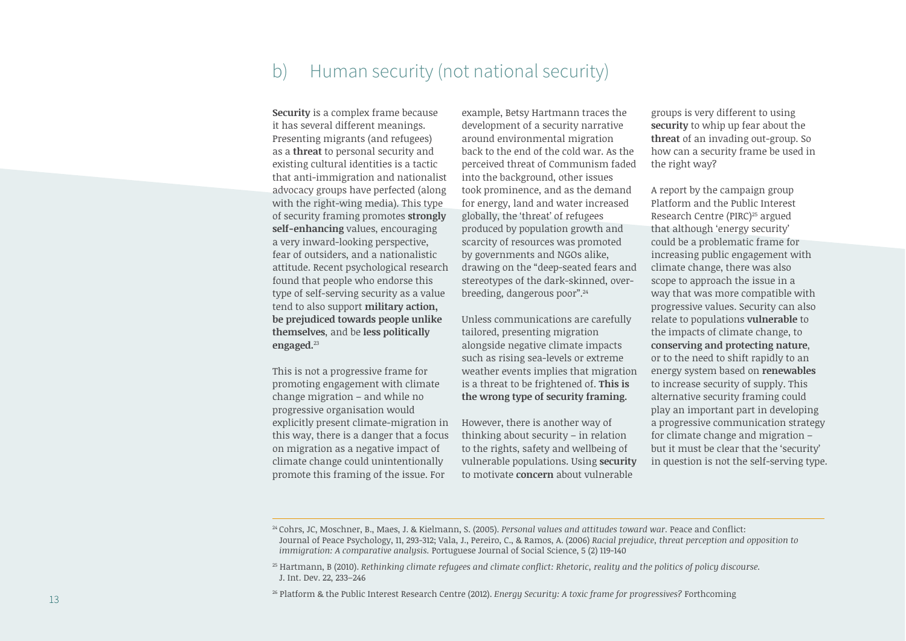## b) Human security (not national security)

**Security** is a complex frame because it has several different meanings. Presenting migrants (and refugees) as a **threat** to personal security and existing cultural identities is a tactic that anti-immigration and nationalist advocacy groups have perfected (along with the right-wing media). This type of security framing promotes **strongly self-enhancing** values, encouraging a very inward-looking perspective, fear of outsiders, and a nationalistic attitude. Recent psychological research found that people who endorse this type of self-serving security as a value tend to also support **military action, be prejudiced towards people unlike themselves**, and be **less politically engaged.**[23]

This is not a progressive frame for promoting engagement with climate change migration – and while no progressive organisation would explicitly present climate-migration in this way, there is a danger that a focus on migration as a negative impact of climate change could unintentionally promote this framing of the issue. For example, Betsy Hartmann traces the development of a security narrative around environmental migration back to the end of the cold war. As the perceived threat of Communism faded into the background, other issues took prominence, and as the demand for energy, land and water increased globally, the 'threat' of refugees produced by population growth and scarcity of resources was promoted by governments and NGOs alike, drawing on the "deep-seated fears and stereotypes of the dark-skinned, over-breeding, dangerous poor".[24]

Unless communications are carefully tailored, presenting migration alongside negative climate impacts such as rising sea-levels or extreme weather events implies that migration is a threat to be frightened of. **This is the wrong type of security framing.**

However, there is another way of thinking about security – in relation to the rights, safety and wellbeing of vulnerable populations. Using **security** to motivate **concern** about vulnerable groups is very different to using **security** to whip up fear about the **threat** of an invading out-group. So how can a security frame be used in the right way?

A report by the campaign group Platform and the Public Interest Research Centre (PIRC)[25] argued that although 'energy security' could be a problematic frame for increasing public engagement with climate change, there was also scope to approach the issue in a way that was more compatible with progressive values. Security can also relate to populations **vulnerable** to the impacts of climate change, to **conserving and protecting nature**, or to the need to shift rapidly to an energy system based on **renewables** to increase security of supply. This alternative security framing could play an important part in developing a progressive communication strategy for climate change and migration – but it must be clear that the 'security' in question is not the self-serving type.

---

[24] Cohrs, JC, Moschner, B., Maes, J. & Kielmann, S. (2005). *Personal values and attitudes toward war.* Peace and Conflict: Journal of Peace Psychology, 11, 293-312; Vala, J., Pereiro, C., & Ramos, A. (2006) *Racial prejudice, threat perception and opposition to immigration: A comparative analysis.* Portuguese Journal of Social Science, 5 (2) 119-140

[25] Hartmann, B (2010). *Rethinking climate refugees and climate conflict: Rhetoric, reality and the politics of policy discourse.* J. Int. Dev. 22, 233–246

[26] Platform & the Public Interest Research Centre (2012). *Energy Security: A toxic frame for progressives?* Forthcoming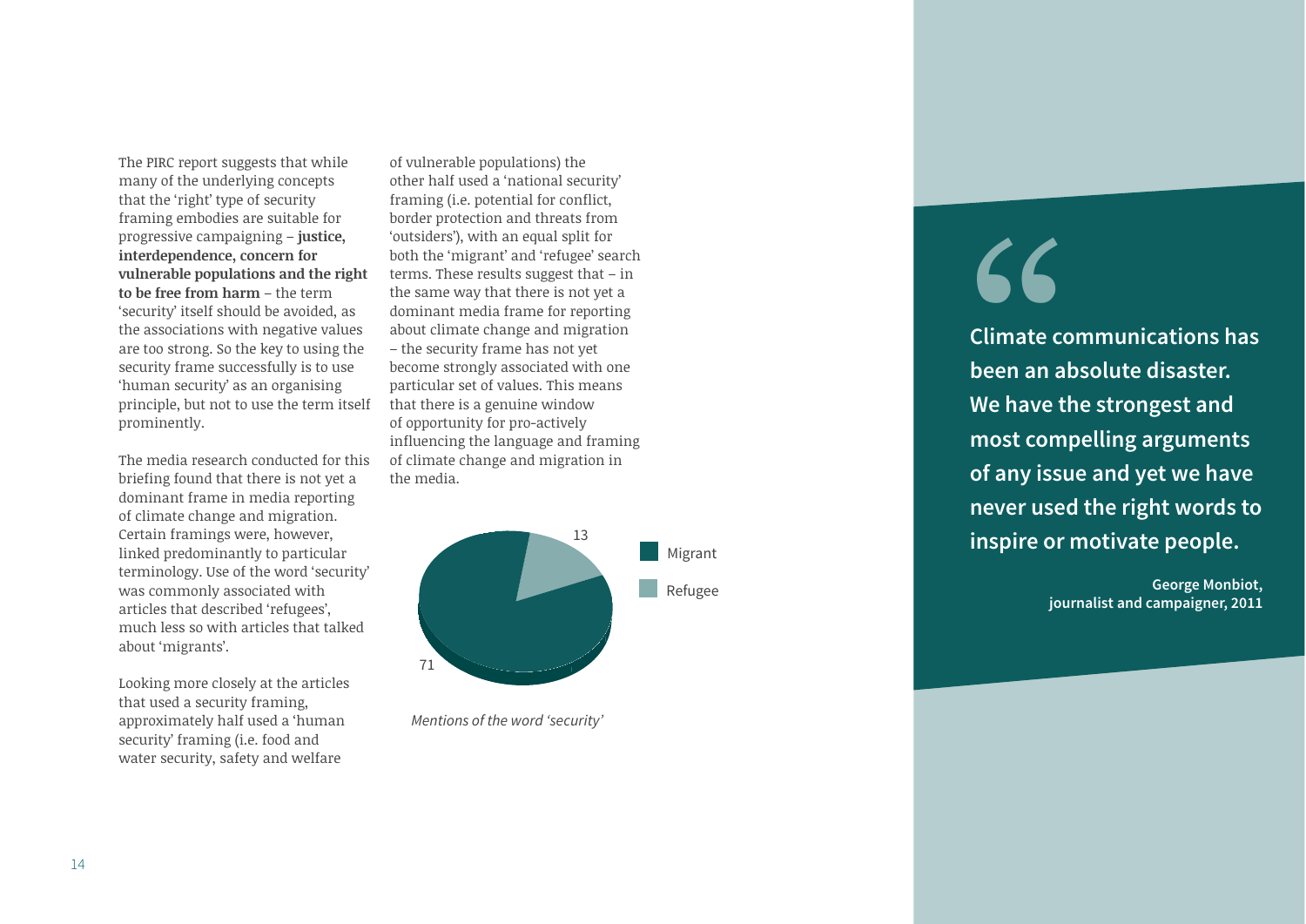The PIRC report suggests that while many of the underlying concepts that the 'right' type of security framing embodies are suitable for progressive campaigning – **justice, interdependence, concern for vulnerable populations and the right to be free from harm** – the term 'security' itself should be avoided, as the associations with negative values are too strong. So the key to using the security frame successfully is to use 'human security' as an organising principle, but not to use the term itself prominently.

The media research conducted for this briefing found that there is not yet a dominant frame in media reporting of climate change and migration. Certain framings were, however, linked predominantly to particular terminology. Use of the word 'security' was commonly associated with articles that described 'refugees', much less so with articles that talked about 'migrants'.

Looking more closely at the articles that used a security framing, approximately half used a 'human security' framing (i.e. food and water security, safety and welfare of vulnerable populations) the other half used a 'national security' framing (i.e. potential for conflict, border protection and threats from 'outsiders'), with an equal split for both the 'migrant' and 'refugee' search terms. These results suggest that – in the same way that there is not yet a dominant media frame for reporting about climate change and migration – the security frame has not yet become strongly associated with one particular set of values. This means that there is a genuine window of opportunity for pro-actively influencing the language and framing of climate change and migration in the media.

| | Mentions of the word 'security' |
|---|---|
| Migrant | 13 |
| Refugee | 71 |

*Mentions of the word 'security'*

> **Climate communications has been an absolute disaster. We have the strongest and most compelling arguments of any issue and yet we have never used the right words to inspire or motivate people.**
>
> **George Monbiot, journalist and campaigner, 2011**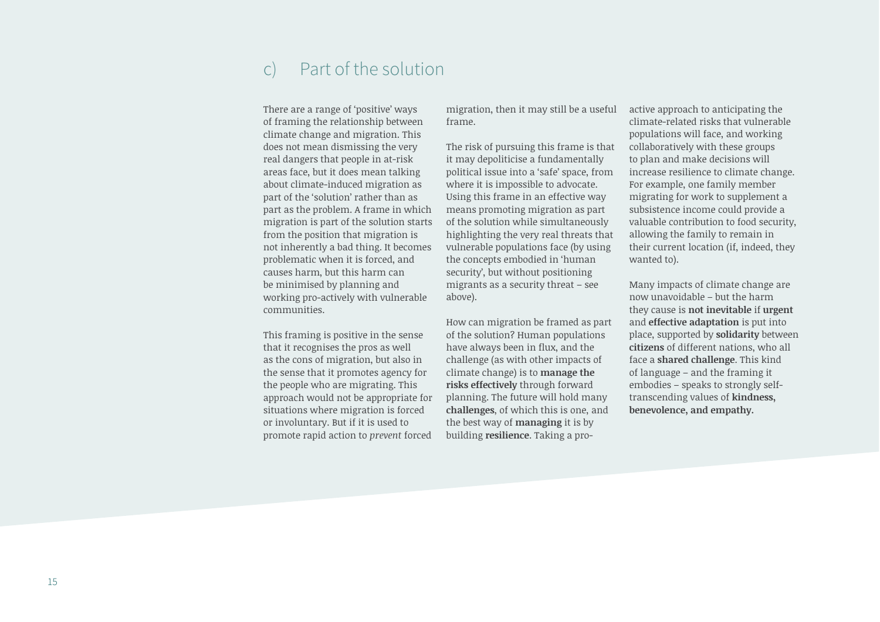## c) Part of the solution

There are a range of 'positive' ways of framing the relationship between climate change and migration. This does not mean dismissing the very real dangers that people in at-risk areas face, but it does mean talking about climate-induced migration as part of the 'solution' rather than as part as the problem. A frame in which migration is part of the solution starts from the position that migration is not inherently a bad thing. It becomes problematic when it is forced, and causes harm, but this harm can be minimised by planning and working pro-actively with vulnerable communities.

This framing is positive in the sense that it recognises the pros as well as the cons of migration, but also in the sense that it promotes agency for the people who are migrating. This approach would not be appropriate for situations where migration is forced or involuntary. But if it is used to promote rapid action to *prevent* forced migration, then it may still be a useful frame.

The risk of pursuing this frame is that it may depoliticise a fundamentally political issue into a 'safe' space, from where it is impossible to advocate. Using this frame in an effective way means promoting migration as part of the solution while simultaneously highlighting the very real threats that vulnerable populations face (by using the concepts embodied in 'human security', but without positioning migrants as a security threat – see above).

How can migration be framed as part of the solution? Human populations have always been in flux, and the challenge (as with other impacts of climate change) is to **manage the risks effectively** through forward planning. The future will hold many **challenges**, of which this is one, and the best way of **managing** it is by building **resilience**. Taking a pro-active approach to anticipating the climate-related risks that vulnerable populations will face, and working collaboratively with these groups to plan and make decisions will increase resilience to climate change. For example, one family member migrating for work to supplement a subsistence income could provide a valuable contribution to food security, allowing the family to remain in their current location (if, indeed, they wanted to).

Many impacts of climate change are now unavoidable – but the harm they cause is **not inevitable** if **urgent** and **effective adaptation** is put into place, supported by **solidarity** between **citizens** of different nations, who all face a **shared challenge**. This kind of language – and the framing it embodies – speaks to strongly self-transcending values of **kindness, benevolence, and empathy.**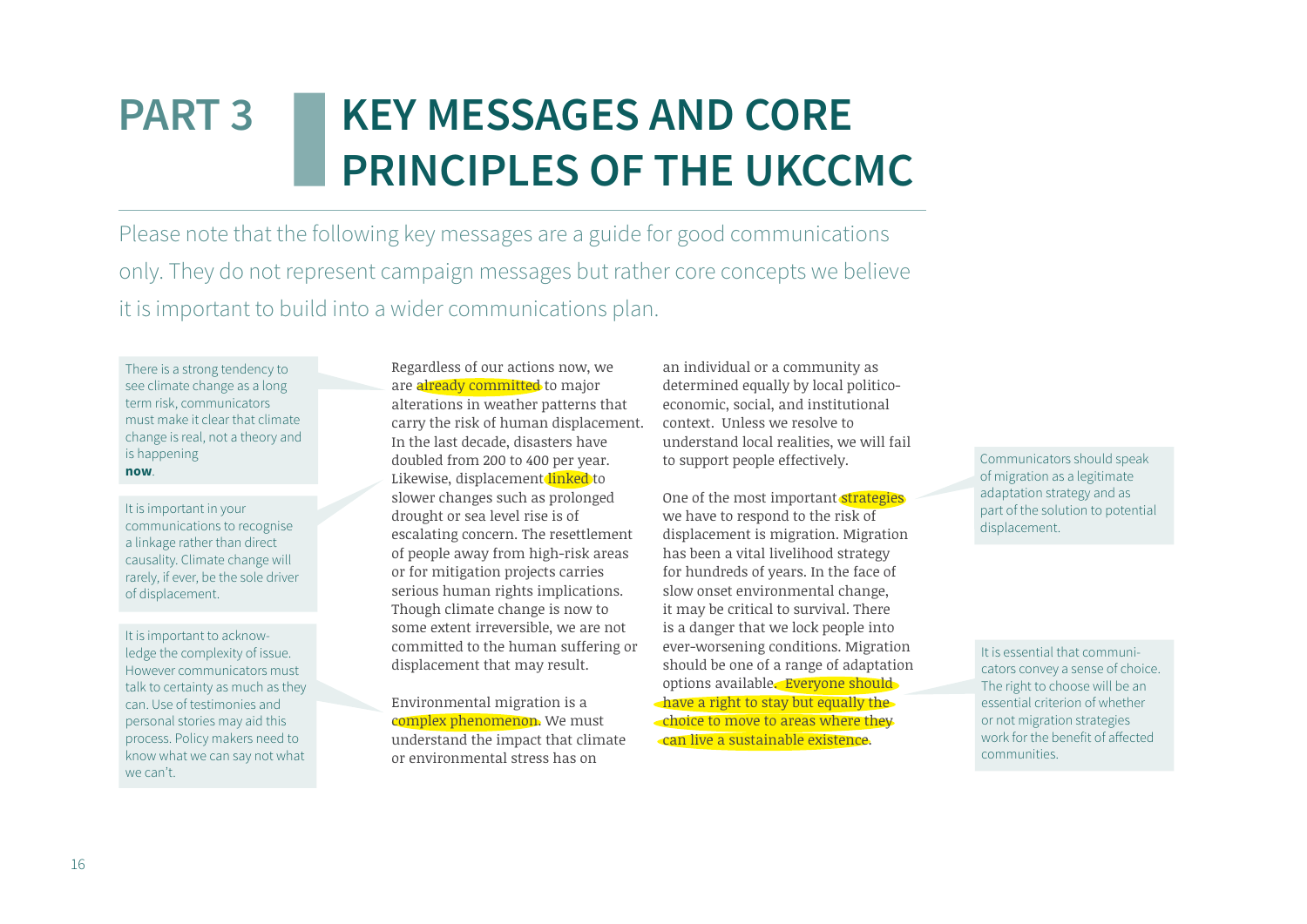# PART 3 KEY MESSAGES AND CORE PRINCIPLES OF THE UKCCMC

Please note that the following key messages are a guide for good communications only. They do not represent campaign messages but rather core concepts we believe it is important to build into a wider communications plan.

> There is a strong tendency to see climate change as a long term risk, communicators must make it clear that climate change is real, not a theory and is happening **now**.

> It is important in your communications to recognise a linkage rather than direct causality. Climate change will rarely, if ever, be the sole driver of displacement.

> It is important to acknowledge the complexity of issue. However communicators must talk to certainty as much as they can. Use of testimonies and personal stories may aid this process. Policy makers need to know what we can say not what we can't.

Regardless of our actions now, we are already committed to major alterations in weather patterns that carry the risk of human displacement. In the last decade, disasters have doubled from 200 to 400 per year. Likewise, displacement linked to slower changes such as prolonged drought or sea level rise is of escalating concern. The resettlement of people away from high-risk areas or for mitigation projects carries serious human rights implications. Though climate change is now to some extent irreversible, we are not committed to the human suffering or displacement that may result.

Environmental migration is a complex phenomenon. We must understand the impact that climate or environmental stress has on an individual or a community as determined equally by local politico-economic, social, and institutional context. Unless we resolve to understand local realities, we will fail to support people effectively.

One of the most important strategies we have to respond to the risk of displacement is migration. Migration has been a vital livelihood strategy for hundreds of years. In the face of slow onset environmental change, it may be critical to survival. There is a danger that we lock people into ever-worsening conditions. Migration should be one of a range of adaptation options available. Everyone should have a right to stay but equally the choice to move to areas where they can live a sustainable existence.

> Communicators should speak of migration as a legitimate adaptation strategy and as part of the solution to potential displacement.

> It is essential that communicators convey a sense of choice. The right to choose will be an essential criterion of whether or not migration strategies work for the benefit of affected communities.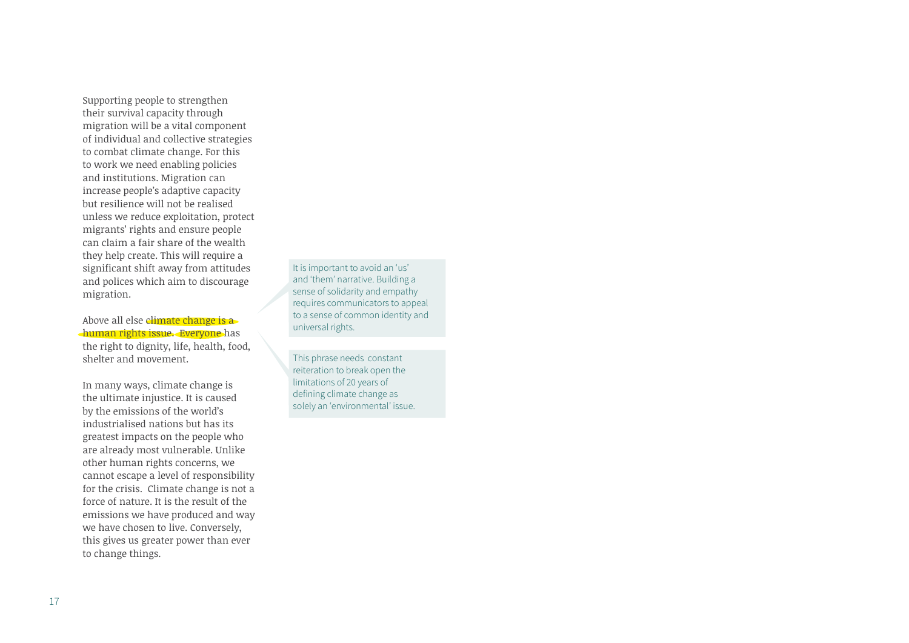Supporting people to strengthen their survival capacity through migration will be a vital component of individual and collective strategies to combat climate change. For this to work we need enabling policies and institutions. Migration can increase people's adaptive capacity but resilience will not be realised unless we reduce exploitation, protect migrants' rights and ensure people can claim a fair share of the wealth they help create. This will require a significant shift away from attitudes and polices which aim to discourage migration.

Above all else climate change is a human rights issue. Everyone has the right to dignity, life, health, food, shelter and movement.

In many ways, climate change is the ultimate injustice. It is caused by the emissions of the world's industrialised nations but has its greatest impacts on the people who are already most vulnerable. Unlike other human rights concerns, we cannot escape a level of responsibility for the crisis. Climate change is not a force of nature. It is the result of the emissions we have produced and way we have chosen to live. Conversely, this gives us greater power than ever to change things.

> It is important to avoid an 'us' and 'them' narrative. Building a sense of solidarity and empathy requires communicators to appeal to a sense of common identity and universal rights.

> This phrase needs constant reiteration to break open the limitations of 20 years of defining climate change as solely an 'environmental' issue.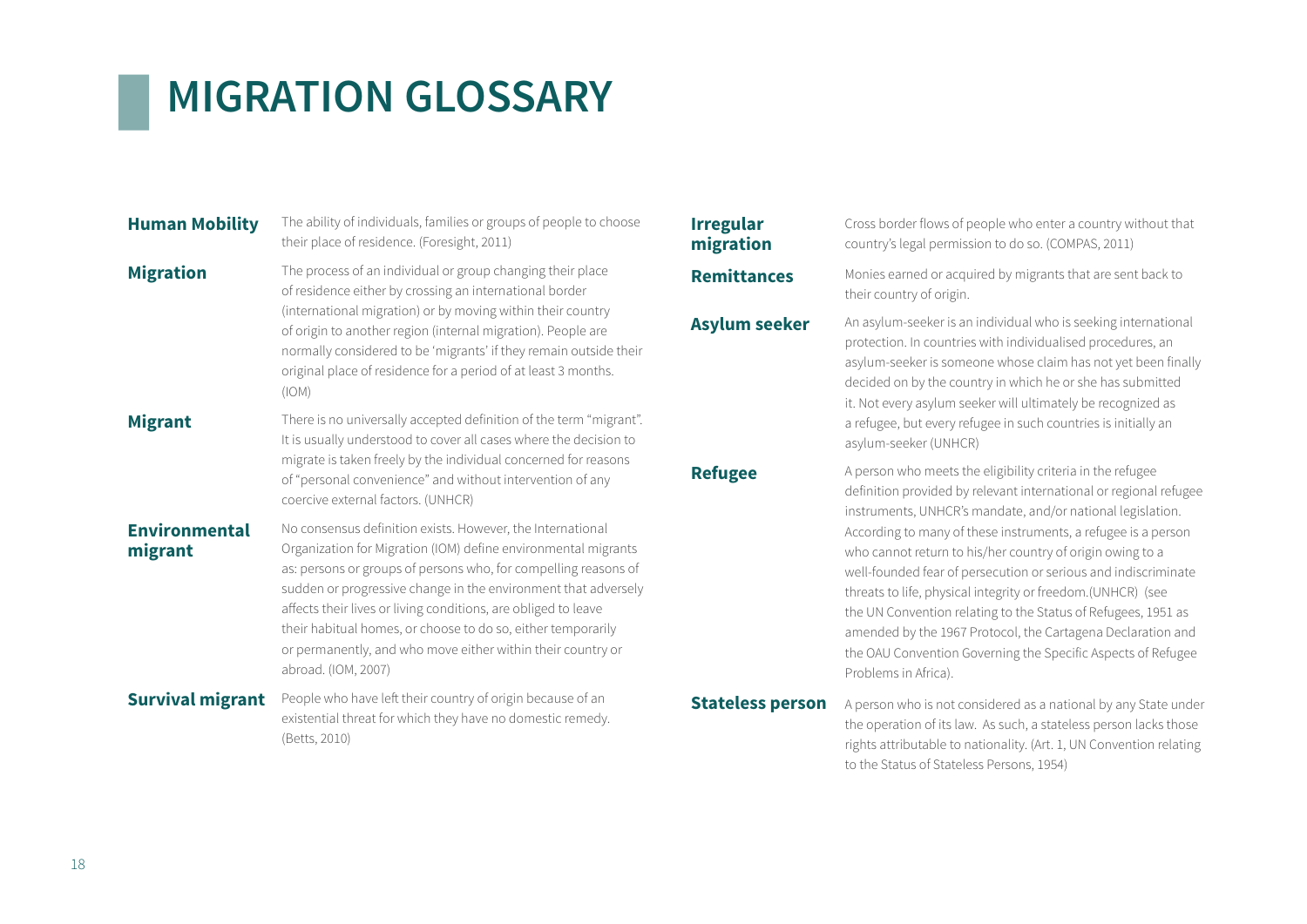# MIGRATION GLOSSARY

**Human Mobility**
The ability of individuals, families or groups of people to choose their place of residence. (Foresight, 2011)

**Migration**
The process of an individual or group changing their place of residence either by crossing an international border (international migration) or by moving within their country of origin to another region (internal migration). People are normally considered to be 'migrants' if they remain outside their original place of residence for a period of at least 3 months. (IOM)

**Migrant**
There is no universally accepted definition of the term "migrant". It is usually understood to cover all cases where the decision to migrate is taken freely by the individual concerned for reasons of "personal convenience" and without intervention of any coercive external factors. (UNHCR)

**Environmental migrant**
No consensus definition exists. However, the International Organization for Migration (IOM) define environmental migrants as: persons or groups of persons who, for compelling reasons of sudden or progressive change in the environment that adversely affects their lives or living conditions, are obliged to leave their habitual homes, or choose to do so, either temporarily or permanently, and who move either within their country or abroad. (IOM, 2007)

**Survival migrant**
People who have left their country of origin because of an existential threat for which they have no domestic remedy. (Betts, 2010)

**Irregular migration**
Cross border flows of people who enter a country without that country's legal permission to do so. (COMPAS, 2011)

**Remittances**
Monies earned or acquired by migrants that are sent back to their country of origin.

**Asylum seeker**
An asylum-seeker is an individual who is seeking international protection. In countries with individualised procedures, an asylum-seeker is someone whose claim has not yet been finally decided on by the country in which he or she has submitted it. Not every asylum seeker will ultimately be recognized as a refugee, but every refugee in such countries is initially an asylum-seeker (UNHCR)

**Refugee**
A person who meets the eligibility criteria in the refugee definition provided by relevant international or regional refugee instruments, UNHCR's mandate, and/or national legislation. According to many of these instruments, a refugee is a person who cannot return to his/her country of origin owing to a well-founded fear of persecution or serious and indiscriminate threats to life, physical integrity or freedom.(UNHCR) (see the UN Convention relating to the Status of Refugees, 1951 as amended by the 1967 Protocol, the Cartagena Declaration and the OAU Convention Governing the Specific Aspects of Refugee Problems in Africa).

**Stateless person**
A person who is not considered as a national by any State under the operation of its law. As such, a stateless person lacks those rights attributable to nationality. (Art. 1, UN Convention relating to the Status of Stateless Persons, 1954)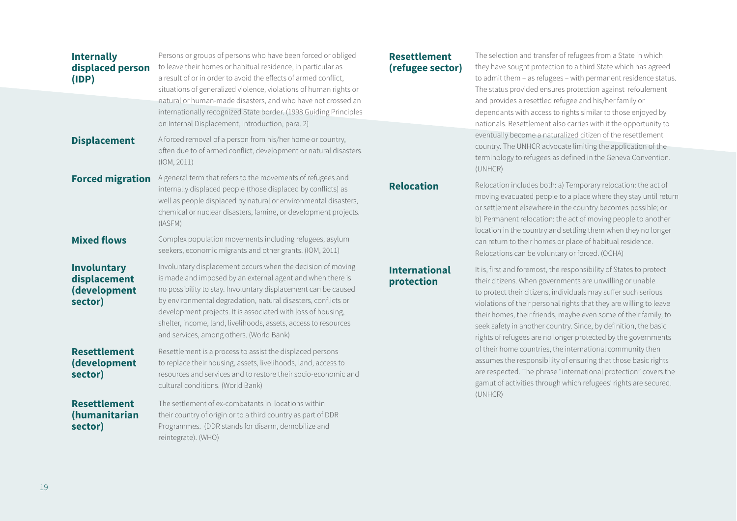**Internally displaced person (IDP)**
Persons or groups of persons who have been forced or obliged to leave their homes or habitual residence, in particular as a result of or in order to avoid the effects of armed conflict, situations of generalized violence, violations of human rights or natural or human-made disasters, and who have not crossed an internationally recognized State border. (1998 Guiding Principles on Internal Displacement, Introduction, para. 2)

**Displacement**
A forced removal of a person from his/her home or country, often due to of armed conflict, development or natural disasters. (IOM, 2011)

**Forced migration**
A general term that refers to the movements of refugees and internally displaced people (those displaced by conflicts) as well as people displaced by natural or environmental disasters, chemical or nuclear disasters, famine, or development projects. (IASFM)

**Mixed flows**
Complex population movements including refugees, asylum seekers, economic migrants and other grants. (IOM, 2011)

**Involuntary displacement (development sector)**
Involuntary displacement occurs when the decision of moving is made and imposed by an external agent and when there is no possibility to stay. Involuntary displacement can be caused by environmental degradation, natural disasters, conflicts or development projects. It is associated with loss of housing, shelter, income, land, livelihoods, assets, access to resources and services, among others. (World Bank)

**Resettlement (development sector)**
Resettlement is a process to assist the displaced persons to replace their housing, assets, livelihoods, land, access to resources and services and to restore their socio-economic and cultural conditions. (World Bank)

**Resettlement (humanitarian sector)**
The settlement of ex-combatants in locations within their country of origin or to a third country as part of DDR Programmes. (DDR stands for disarm, demobilize and reintegrate). (WHO)

**Resettlement (refugee sector)**
The selection and transfer of refugees from a State in which they have sought protection to a third State which has agreed to admit them – as refugees – with permanent residence status. The status provided ensures protection against refoulement and provides a resettled refugee and his/her family or dependants with access to rights similar to those enjoyed by nationals. Resettlement also carries with it the opportunity to eventually become a naturalized citizen of the resettlement country. The UNHCR advocate limiting the application of the terminology to refugees as defined in the Geneva Convention. (UNHCR)

**Relocation**
Relocation includes both: a) Temporary relocation: the act of moving evacuated people to a place where they stay until return or settlement elsewhere in the country becomes possible; or b) Permanent relocation: the act of moving people to another location in the country and settling them when they no longer can return to their homes or place of habitual residence. Relocations can be voluntary or forced. (OCHA)

**International protection**
It is, first and foremost, the responsibility of States to protect their citizens. When governments are unwilling or unable to protect their citizens, individuals may suffer such serious violations of their personal rights that they are willing to leave their homes, their friends, maybe even some of their family, to seek safety in another country. Since, by definition, the basic rights of refugees are no longer protected by the governments of their home countries, the international community then assumes the responsibility of ensuring that those basic rights are respected. The phrase "international protection" covers the gamut of activities through which refugees' rights are secured. (UNHCR)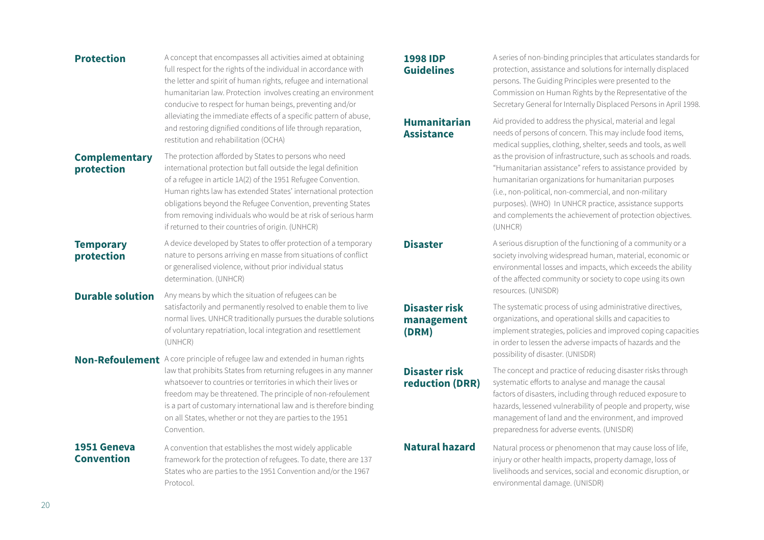**Protection**

A concept that encompasses all activities aimed at obtaining full respect for the rights of the individual in accordance with the letter and spirit of human rights, refugee and international humanitarian law. Protection involves creating an environment conducive to respect for human beings, preventing and/or alleviating the immediate effects of a specific pattern of abuse, and restoring dignified conditions of life through reparation, restitution and rehabilitation (OCHA)

**Complementary protection**

The protection afforded by States to persons who need international protection but fall outside the legal definition of a refugee in article 1A(2) of the 1951 Refugee Convention. Human rights law has extended States' international protection obligations beyond the Refugee Convention, preventing States from removing individuals who would be at risk of serious harm if returned to their countries of origin. (UNHCR)

**Temporary protection**

A device developed by States to offer protection of a temporary nature to persons arriving en masse from situations of conflict or generalised violence, without prior individual status determination. (UNHCR)

**Durable solution**

Any means by which the situation of refugees can be satisfactorily and permanently resolved to enable them to live normal lives. UNHCR traditionally pursues the durable solutions of voluntary repatriation, local integration and resettlement (UNHCR)

**Non-Refoulement**

A core principle of refugee law and extended in human rights law that prohibits States from returning refugees in any manner whatsoever to countries or territories in which their lives or freedom may be threatened. The principle of non-refoulement is a part of customary international law and is therefore binding on all States, whether or not they are parties to the 1951 Convention.

**1951 Geneva Convention**

A convention that establishes the most widely applicable framework for the protection of refugees. To date, there are 137 States who are parties to the 1951 Convention and/or the 1967 Protocol.

**1998 IDP Guidelines**

A series of non-binding principles that articulates standards for protection, assistance and solutions for internally displaced persons. The Guiding Principles were presented to the Commission on Human Rights by the Representative of the Secretary General for Internally Displaced Persons in April 1998.

**Humanitarian Assistance**

Aid provided to address the physical, material and legal needs of persons of concern. This may include food items, medical supplies, clothing, shelter, seeds and tools, as well as the provision of infrastructure, such as schools and roads. "Humanitarian assistance" refers to assistance provided by humanitarian organizations for humanitarian purposes (i.e., non-political, non-commercial, and non-military purposes). (WHO) In UNHCR practice, assistance supports and complements the achievement of protection objectives. (UNHCR)

**Disaster**

A serious disruption of the functioning of a community or a society involving widespread human, material, economic or environmental losses and impacts, which exceeds the ability of the affected community or society to cope using its own resources. (UNISDR)

**Disaster risk management (DRM)**

The systematic process of using administrative directives, organizations, and operational skills and capacities to implement strategies, policies and improved coping capacities in order to lessen the adverse impacts of hazards and the possibility of disaster. (UNISDR)

**Disaster risk reduction (DRR)**

The concept and practice of reducing disaster risks through systematic efforts to analyse and manage the causal factors of disasters, including through reduced exposure to hazards, lessened vulnerability of people and property, wise management of land and the environment, and improved preparedness for adverse events. (UNISDR)

**Natural hazard**

Natural process or phenomenon that may cause loss of life, injury or other health impacts, property damage, loss of livelihoods and services, social and economic disruption, or environmental damage. (UNISDR)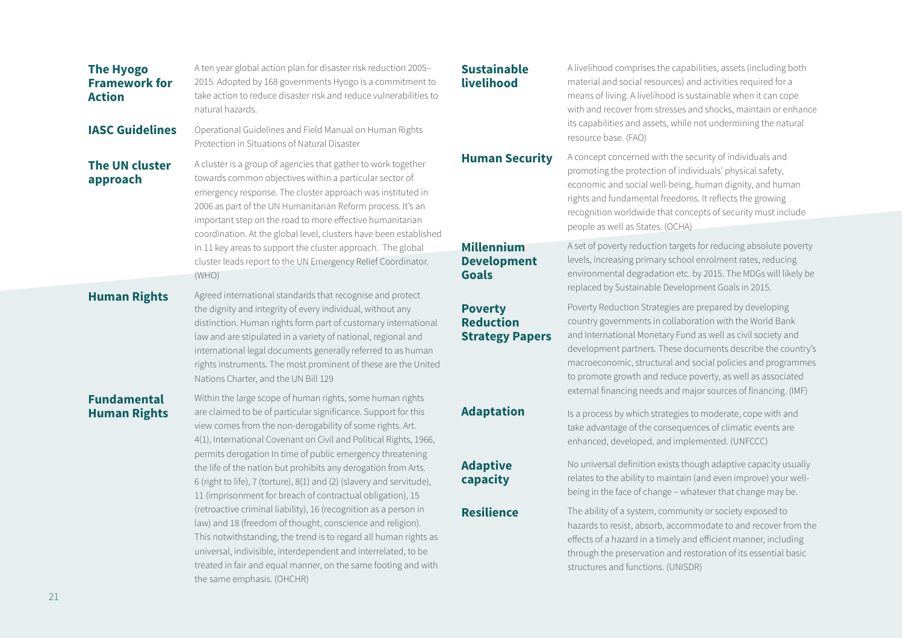**The Hyogo Framework for Action**
A ten year global action plan for disaster risk reduction 2005–2015. Adopted by 168 governments Hyogo is a commitment to take action to reduce disaster risk and reduce vulnerabilities to natural hazards.

**IASC Guidelines**
Operational Guidelines and Field Manual on Human Rights Protection in Situations of Natural Disaster

**The UN cluster approach**
A cluster is a group of agencies that gather to work together towards common objectives within a particular sector of emergency response. The cluster approach was instituted in 2006 as part of the UN Humanitarian Reform process. It's an important step on the road to more effective humanitarian coordination. At the global level, clusters have been established in 11 key areas to support the cluster approach. The global cluster leads report to the UN Emergency Relief Coordinator. (WHO)

**Human Rights**
Agreed international standards that recognise and protect the dignity and integrity of every individual, without any distinction. Human rights form part of customary international law and are stipulated in a variety of national, regional and international legal documents generally referred to as human rights instruments. The most prominent of these are the United Nations Charter, and the UN Bill 129

**Fundamental Human Rights**
Within the large scope of human rights, some human rights are claimed to be of particular significance. Support for this view comes from the non-derogability of some rights. Art. 4(1), International Covenant on Civil and Political Rights, 1966, permits derogation In time of public emergency threatening the life of the nation but prohibits any derogation from Arts. 6 (right to life), 7 (torture), 8(1) and (2) (slavery and servitude), 11 (imprisonment for breach of contractual obligation), 15 (retroactive criminal liability), 16 (recognition as a person in law) and 18 (freedom of thought, conscience and religion). This notwithstanding, the trend is to regard all human rights as universal, indivisible, interdependent and interrelated, to be treated in fair and equal manner, on the same footing and with the same emphasis. (OHCHR)

**Sustainable livelihood**
A livelihood comprises the capabilities, assets (including both material and social resources) and activities required for a means of living. A livelihood is sustainable when it can cope with and recover from stresses and shocks, maintain or enhance its capabilities and assets, while not undermining the natural resource base. (FAO)

**Human Security**
A concept concerned with the security of individuals and promoting the protection of individuals' physical safety, economic and social well-being, human dignity, and human rights and fundamental freedoms. It reflects the growing recognition worldwide that concepts of security must include people as well as States. (OCHA)

**Millennium Development Goals**
A set of poverty reduction targets for reducing absolute poverty levels, increasing primary school enrolment rates, reducing environmental degradation etc. by 2015. The MDGs will likely be replaced by Sustainable Development Goals in 2015.

**Poverty Reduction Strategy Papers**
Poverty Reduction Strategies are prepared by developing country governments in collaboration with the World Bank and International Monetary Fund as well as civil society and development partners. These documents describe the country's macroeconomic, structural and social policies and programmes to promote growth and reduce poverty, as well as associated external financing needs and major sources of financing. (IMF)

**Adaptation**
Is a process by which strategies to moderate, cope with and take advantage of the consequences of climatic events are enhanced, developed, and implemented. (UNFCCC)

**Adaptive capacity**
No universal definition exists though adaptive capacity usually relates to the ability to maintain (and even improve) your well-being in the face of change – whatever that change may be.

**Resilience**
The ability of a system, community or society exposed to hazards to resist, absorb, accommodate to and recover from the effects of a hazard in a timely and efficient manner, including through the preservation and restoration of its essential basic structures and functions. (UNISDR)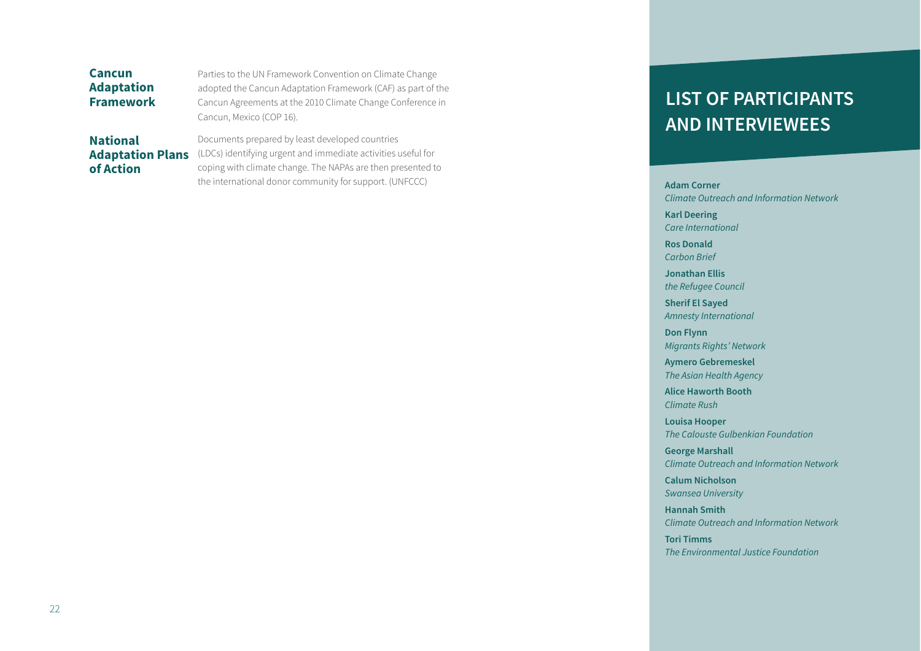**Cancun Adaptation Framework**

Parties to the UN Framework Convention on Climate Change adopted the Cancun Adaptation Framework (CAF) as part of the Cancun Agreements at the 2010 Climate Change Conference in Cancun, Mexico (COP 16).

**National Adaptation Plans of Action**

Documents prepared by least developed countries (LDCs) identifying urgent and immediate activities useful for coping with climate change. The NAPAs are then presented to the international donor community for support. (UNFCCC)

# LIST OF PARTICIPANTS AND INTERVIEWEES

**Adam Corner**
*Climate Outreach and Information Network*

**Karl Deering**
*Care International*

**Ros Donald**
*Carbon Brief*

**Jonathan Ellis**
*the Refugee Council*

**Sherif El Sayed**
*Amnesty International*

**Don Flynn**
*Migrants Rights' Network*

**Aymero Gebremeskel**
*The Asian Health Agency*

**Alice Haworth Booth**
*Climate Rush*

**Louisa Hooper**
*The Calouste Gulbenkian Foundation*

**George Marshall**
*Climate Outreach and Information Network*

**Calum Nicholson**
*Swansea University*

**Hannah Smith**
*Climate Outreach and Information Network*

**Tori Timms**
*The Environmental Justice Foundation*